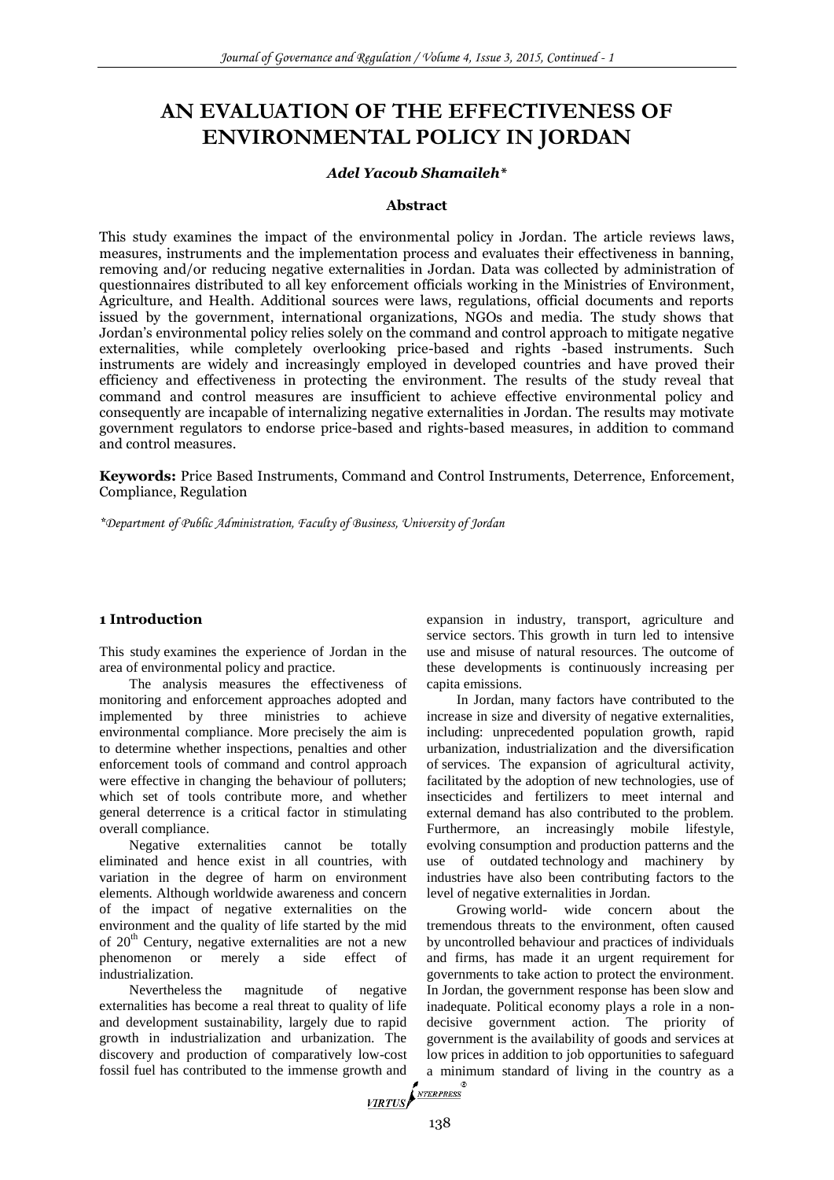# AN EVALUATION OF THE EFFECTIVENESS OF ENVIRONMENTAL POLICY IN JORDAN

***Adel Yacoub Shamaileh****

**Abstract**

This study examines the impact of the environmental policy in Jordan. The article reviews laws, measures, instruments and the implementation process and evaluates their effectiveness in banning, removing and/or reducing negative externalities in Jordan. Data was collected by administration of questionnaires distributed to all key enforcement officials working in the Ministries of Environment, Agriculture, and Health. Additional sources were laws, regulations, official documents and reports issued by the government, international organizations, NGOs and media. The study shows that Jordan's environmental policy relies solely on the command and control approach to mitigate negative externalities, while completely overlooking price-based and rights -based instruments. Such instruments are widely and increasingly employed in developed countries and have proved their efficiency and effectiveness in protecting the environment. The results of the study reveal that command and control measures are insufficient to achieve effective environmental policy and consequently are incapable of internalizing negative externalities in Jordan. The results may motivate government regulators to endorse price-based and rights-based measures, in addition to command and control measures.

**Keywords:** Price Based Instruments, Command and Control Instruments, Deterrence, Enforcement, Compliance, Regulation

**Department of Public Administration, Faculty of Business, University of Jordan*

## 1 Introduction

This study examines the experience of Jordan in the area of environmental policy and practice.

The analysis measures the effectiveness of monitoring and enforcement approaches adopted and implemented by three ministries to achieve environmental compliance. More precisely the aim is to determine whether inspections, penalties and other enforcement tools of command and control approach were effective in changing the behaviour of polluters; which set of tools contribute more, and whether general deterrence is a critical factor in stimulating overall compliance.

Negative externalities cannot be totally eliminated and hence exist in all countries, with variation in the degree of harm on environment elements. Although worldwide awareness and concern of the impact of negative externalities on the environment and the quality of life started by the mid of 20th Century, negative externalities are not a new phenomenon or merely a side effect of industrialization.

Nevertheless the magnitude of negative externalities has become a real threat to quality of life and development sustainability, largely due to rapid growth in industrialization and urbanization. The discovery and production of comparatively low-cost fossil fuel has contributed to the immense growth and expansion in industry, transport, agriculture and service sectors. This growth in turn led to intensive use and misuse of natural resources. The outcome of these developments is continuously increasing per capita emissions.

In Jordan, many factors have contributed to the increase in size and diversity of negative externalities, including: unprecedented population growth, rapid urbanization, industrialization and the diversification of services. The expansion of agricultural activity, facilitated by the adoption of new technologies, use of insecticides and fertilizers to meet internal and external demand has also contributed to the problem. Furthermore, an increasingly mobile lifestyle, evolving consumption and production patterns and the use of outdated technology and machinery by industries have also been contributing factors to the level of negative externalities in Jordan.

Growing world- wide concern about the tremendous threats to the environment, often caused by uncontrolled behaviour and practices of individuals and firms, has made it an urgent requirement for governments to take action to protect the environment. In Jordan, the government response has been slow and inadequate. Political economy plays a role in a non-decisive government action. The priority of government is the availability of goods and services at low prices in addition to job opportunities to safeguard a minimum standard of living in the country as a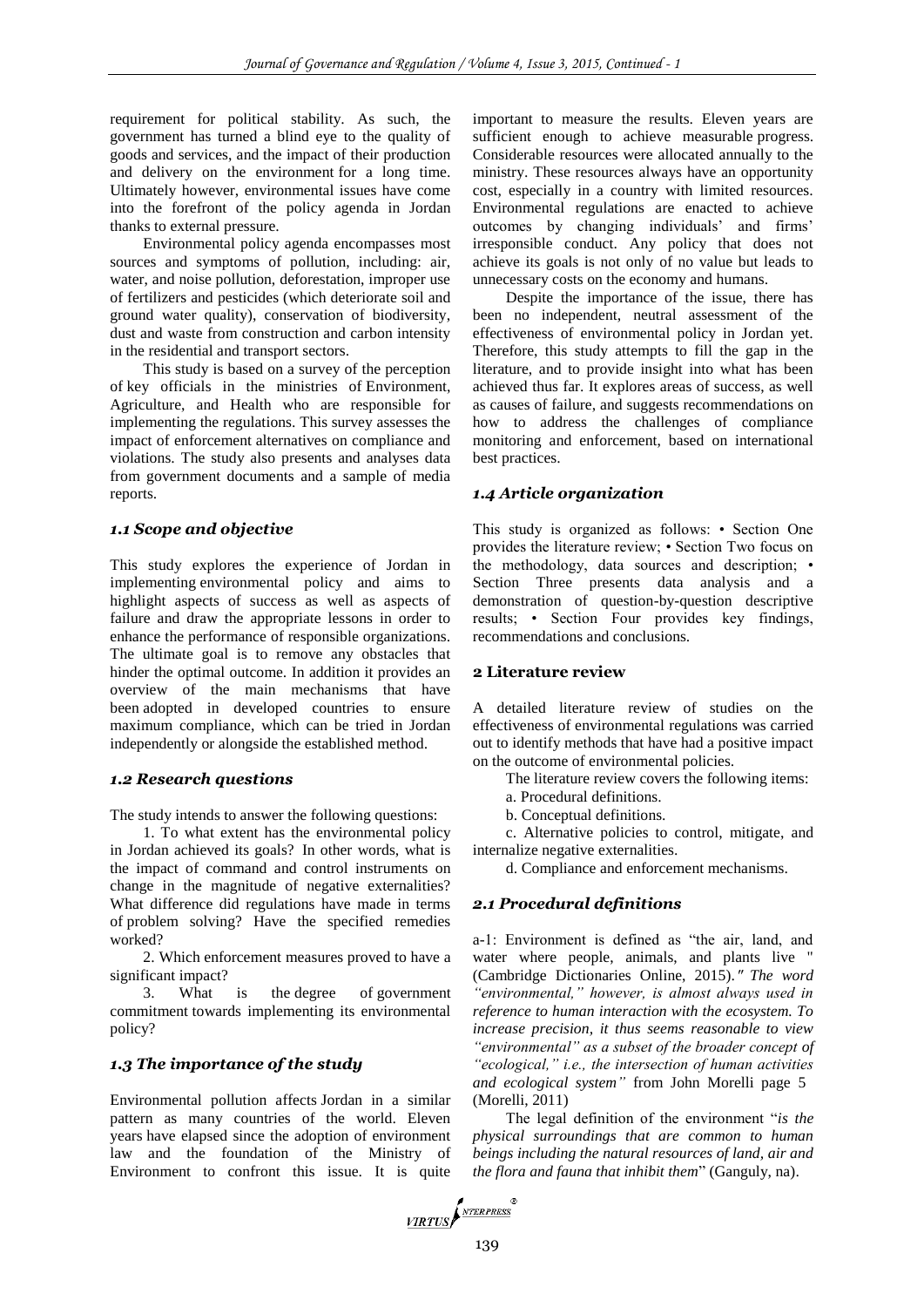requirement for political stability. As such, the government has turned a blind eye to the quality of goods and services, and the impact of their production and delivery on the environment for a long time. Ultimately however, environmental issues have come into the forefront of the policy agenda in Jordan thanks to external pressure.

Environmental policy agenda encompasses most sources and symptoms of pollution, including: air, water, and noise pollution, deforestation, improper use of fertilizers and pesticides (which deteriorate soil and ground water quality), conservation of biodiversity, dust and waste from construction and carbon intensity in the residential and transport sectors.

This study is based on a survey of the perception of key officials in the ministries of Environment, Agriculture, and Health who are responsible for implementing the regulations. This survey assesses the impact of enforcement alternatives on compliance and violations. The study also presents and analyses data from government documents and a sample of media reports.

### *1.1 Scope and objective*

This study explores the experience of Jordan in implementing environmental policy and aims to highlight aspects of success as well as aspects of failure and draw the appropriate lessons in order to enhance the performance of responsible organizations. The ultimate goal is to remove any obstacles that hinder the optimal outcome. In addition it provides an overview of the main mechanisms that have been adopted in developed countries to ensure maximum compliance, which can be tried in Jordan independently or alongside the established method.

### *1.2 Research questions*

The study intends to answer the following questions:

1. To what extent has the environmental policy in Jordan achieved its goals? In other words, what is the impact of command and control instruments on change in the magnitude of negative externalities? What difference did regulations have made in terms of problem solving? Have the specified remedies worked?
2. Which enforcement measures proved to have a significant impact?
3. What is the degree of government commitment towards implementing its environmental policy?

### *1.3 The importance of the study*

Environmental pollution affects Jordan in a similar pattern as many countries of the world. Eleven years have elapsed since the adoption of environment law and the foundation of the Ministry of Environment to confront this issue. It is quite important to measure the results. Eleven years are sufficient enough to achieve measurable progress. Considerable resources were allocated annually to the ministry. These resources always have an opportunity cost, especially in a country with limited resources. Environmental regulations are enacted to achieve outcomes by changing individuals' and firms' irresponsible conduct. Any policy that does not achieve its goals is not only of no value but leads to unnecessary costs on the economy and humans.

Despite the importance of the issue, there has been no independent, neutral assessment of the effectiveness of environmental policy in Jordan yet. Therefore, this study attempts to fill the gap in the literature, and to provide insight into what has been achieved thus far. It explores areas of success, as well as causes of failure, and suggests recommendations on how to address the challenges of compliance monitoring and enforcement, based on international best practices.

### *1.4 Article organization*

This study is organized as follows: • Section One provides the literature review; • Section Two focus on the methodology, data sources and description; • Section Three presents data analysis and a demonstration of question-by-question descriptive results; • Section Four provides key findings, recommendations and conclusions.

## 2 Literature review

A detailed literature review of studies on the effectiveness of environmental regulations was carried out to identify methods that have had a positive impact on the outcome of environmental policies.

The literature review covers the following items:

a. Procedural definitions.

b. Conceptual definitions.

c. Alternative policies to control, mitigate, and internalize negative externalities.

d. Compliance and enforcement mechanisms.

### *2.1 Procedural definitions*

a-1: Environment is defined as "the air, land, and water where people, animals, and plants live " (Cambridge Dictionaries Online, 2015).*" The word "environmental," however, is almost always used in reference to human interaction with the ecosystem. To increase precision, it thus seems reasonable to view "environmental" as a subset of the broader concept of "ecological," i.e., the intersection of human activities and ecological system"* from John Morelli page 5 (Morelli, 2011)

The legal definition of the environment "*is the physical surroundings that are common to human beings including the natural resources of land, air and the flora and fauna that inhibit them*" (Ganguly, na).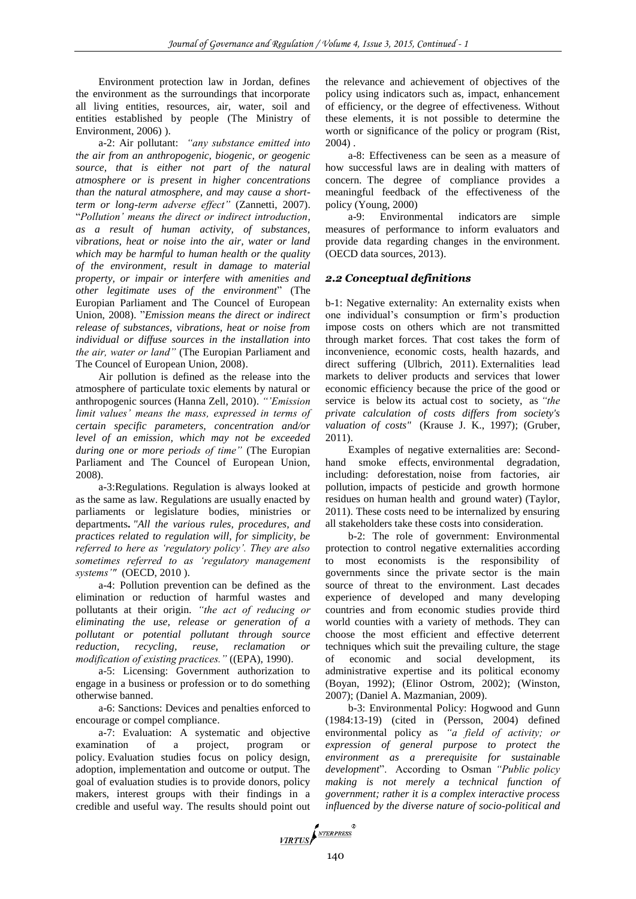Environment protection law in Jordan, defines the environment as the surroundings that incorporate all living entities, resources, air, water, soil and entities established by people (The Ministry of Environment, 2006) ).

a-2: Air pollutant: *"any substance emitted into the air from an anthropogenic, biogenic, or geogenic source, that is either not part of the natural atmosphere or is present in higher concentrations than the natural atmosphere, and may cause a short-term or long-term adverse effect"* (Zannetti, 2007). "*Pollution' means the direct or indirect introduction, as a result of human activity, of substances, vibrations, heat or noise into the air, water or land which may be harmful to human health or the quality of the environment, result in damage to material property, or impair or interfere with amenities and other legitimate uses of the environment*" (The Europian Parliament and The Councel of European Union, 2008). "*Emission means the direct or indirect release of substances, vibrations, heat or noise from individual or diffuse sources in the installation into the air, water or land"* (The Europian Parliament and The Councel of European Union, 2008).

Air pollution is defined as the release into the atmosphere of particulate toxic elements by natural or anthropogenic sources (Hanna Zell, 2010). *"'Emission limit values' means the mass, expressed in terms of certain specific parameters, concentration and/or level of an emission, which may not be exceeded during one or more periods of time"* (The Europian Parliament and The Councel of European Union, 2008).

a-3:Regulations. Regulation is always looked at as the same as law. Regulations are usually enacted by parliaments or legislature bodies, ministries or departments**.** *"All the various rules, procedures, and practices related to regulation will, for simplicity, be referred to here as 'regulatory policy'. They are also sometimes referred to as 'regulatory management systems'"* (OECD, 2010 ).

a-4: Pollution prevention can be defined as the elimination or reduction of harmful wastes and pollutants at their origin. *"the act of reducing or eliminating the use, release or generation of a pollutant or potential pollutant through source reduction, recycling, reuse, reclamation or modification of existing practices."* ((EPA), 1990).

a-5: Licensing: Government authorization to engage in a business or profession or to do something otherwise banned.

a-6: Sanctions: Devices and penalties enforced to encourage or compel compliance.

a-7: Evaluation: A systematic and objective examination of a project, program or policy. Evaluation studies focus on policy design, adoption, implementation and outcome or output. The goal of evaluation studies is to provide donors, policy makers, interest groups with their findings in a credible and useful way. The results should point out the relevance and achievement of objectives of the policy using indicators such as, impact, enhancement of efficiency, or the degree of effectiveness. Without these elements, it is not possible to determine the worth or significance of the policy or program (Rist, 2004) .

a-8: Effectiveness can be seen as a measure of how successful laws are in dealing with matters of concern. The degree of compliance provides a meaningful feedback of the effectiveness of the policy (Young, 2000)

a-9: Environmental indicators are simple measures of performance to inform evaluators and provide data regarding changes in the environment. (OECD data sources, 2013).

### *2.2 Conceptual definitions*

b-1: Negative externality: An externality exists when one individual's consumption or firm's production impose costs on others which are not transmitted through market forces. That cost takes the form of inconvenience, economic costs, health hazards, and direct suffering (Ulbrich, 2011). Externalities lead markets to deliver products and services that lower economic efficiency because the price of the good or service is below its actual cost to society, as *"the private calculation of costs differs from society's valuation of costs"* (Krause J. K., 1997); (Gruber, 2011).

Examples of negative externalities are: Second-hand smoke effects, environmental degradation, including: deforestation, noise from factories, air pollution, impacts of pesticide and growth hormone residues on human health and ground water) (Taylor, 2011). These costs need to be internalized by ensuring all stakeholders take these costs into consideration.

b-2: The role of government: Environmental protection to control negative externalities according to most economists is the responsibility of governments since the private sector is the main source of threat to the environment. Last decades experience of developed and many developing countries and from economic studies provide third world counties with a variety of methods. They can choose the most efficient and effective deterrent techniques which suit the prevailing culture, the stage of economic and social development, its administrative expertise and its political economy (Boyan, 1992); (Elinor Ostrom, 2002); (Winston, 2007); (Daniel A. Mazmanian, 2009).

b-3: Environmental Policy: Hogwood and Gunn (1984:13-19) (cited in (Persson, 2004) defined environmental policy as *"a field of activity; or expression of general purpose to protect the environment as a prerequisite for sustainable development*". According to Osman *"Public policy making is not merely a technical function of government; rather it is a complex interactive process influenced by the diverse nature of socio-political and*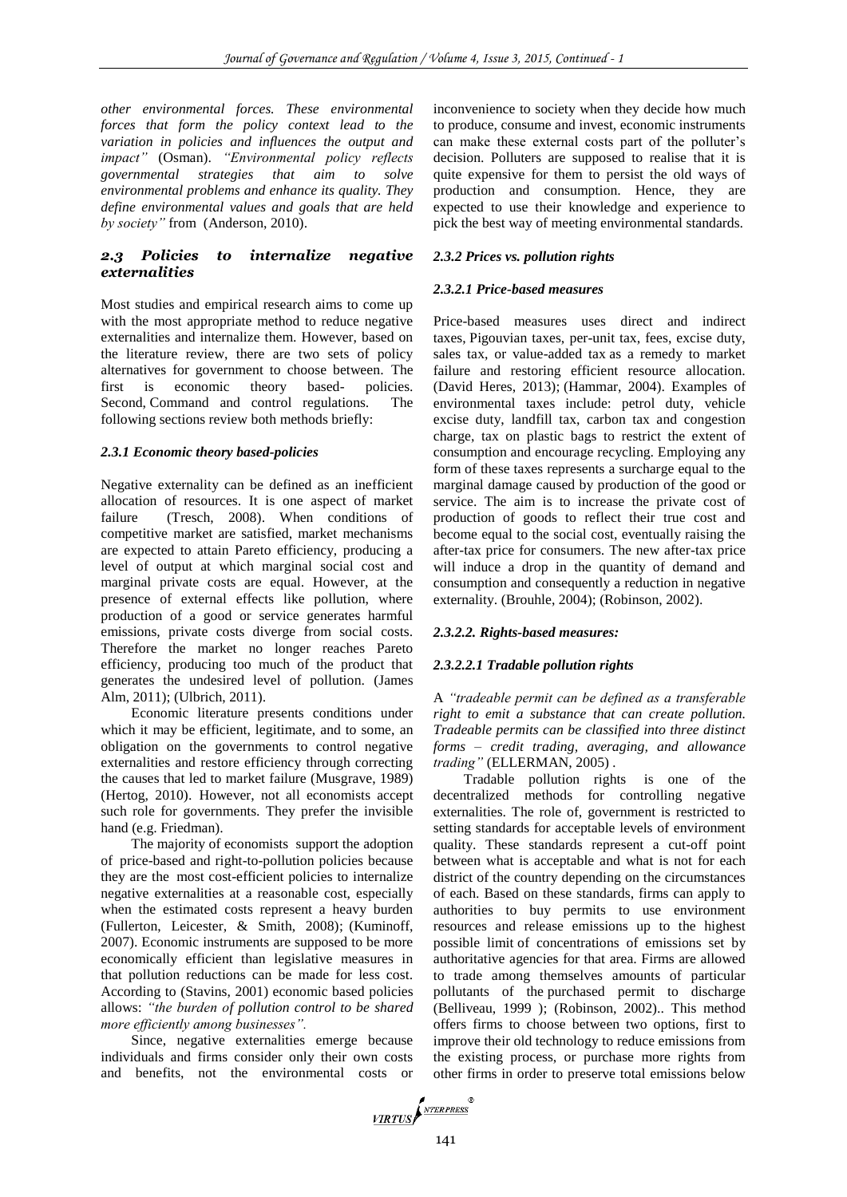*other environmental forces. These environmental forces that form the policy context lead to the variation in policies and influences the output and impact"* (Osman). *"Environmental policy reflects governmental strategies that aim to solve environmental problems and enhance its quality. They define environmental values and goals that are held by society"* from (Anderson, 2010).

## 2.3 Policies to internalize negative externalities

Most studies and empirical research aims to come up with the most appropriate method to reduce negative externalities and internalize them. However, based on the literature review, there are two sets of policy alternatives for government to choose between. The first is economic theory based- policies. Second, Command and control regulations. The following sections review both methods briefly:

### 2.3.1 Economic theory based-policies

Negative externality can be defined as an inefficient allocation of resources. It is one aspect of market failure (Tresch, 2008). When conditions of competitive market are satisfied, market mechanisms are expected to attain Pareto efficiency, producing a level of output at which marginal social cost and marginal private costs are equal. However, at the presence of external effects like pollution, where production of a good or service generates harmful emissions, private costs diverge from social costs. Therefore the market no longer reaches Pareto efficiency, producing too much of the product that generates the undesired level of pollution. (James Alm, 2011); (Ulbrich, 2011).

Economic literature presents conditions under which it may be efficient, legitimate, and to some, an obligation on the governments to control negative externalities and restore efficiency through correcting the causes that led to market failure (Musgrave, 1989) (Hertog, 2010). However, not all economists accept such role for governments. They prefer the invisible hand (e.g. Friedman).

The majority of economists support the adoption of price-based and right-to-pollution policies because they are the most cost-efficient policies to internalize negative externalities at a reasonable cost, especially when the estimated costs represent a heavy burden (Fullerton, Leicester, & Smith, 2008); (Kuminoff, 2007). Economic instruments are supposed to be more economically efficient than legislative measures in that pollution reductions can be made for less cost. According to (Stavins, 2001) economic based policies allows: *"the burden of pollution control to be shared more efficiently among businesses".*

Since, negative externalities emerge because individuals and firms consider only their own costs and benefits, not the environmental costs or inconvenience to society when they decide how much to produce, consume and invest, economic instruments can make these external costs part of the polluter's decision. Polluters are supposed to realise that it is quite expensive for them to persist the old ways of production and consumption. Hence, they are expected to use their knowledge and experience to pick the best way of meeting environmental standards.

### 2.3.2 Prices vs. pollution rights

#### 2.3.2.1 Price-based measures

Price-based measures uses direct and indirect taxes, Pigouvian taxes, per-unit tax, fees, excise duty, sales tax, or value-added tax as a remedy to market failure and restoring efficient resource allocation. (David Heres, 2013); (Hammar, 2004). Examples of environmental taxes include: petrol duty, vehicle excise duty, landfill tax, carbon tax and congestion charge, tax on plastic bags to restrict the extent of consumption and encourage recycling. Employing any form of these taxes represents a surcharge equal to the marginal damage caused by production of the good or service. The aim is to increase the private cost of production of goods to reflect their true cost and become equal to the social cost, eventually raising the after-tax price for consumers. The new after-tax price will induce a drop in the quantity of demand and consumption and consequently a reduction in negative externality. (Brouhle, 2004); (Robinson, 2002).

#### 2.3.2.2. Rights-based measures:

##### 2.3.2.2.1 Tradable pollution rights

A *"tradeable permit can be defined as a transferable right to emit a substance that can create pollution. Tradeable permits can be classified into three distinct forms – credit trading, averaging, and allowance trading"* (ELLERMAN, 2005) .

Tradable pollution rights is one of the decentralized methods for controlling negative externalities. The role of, government is restricted to setting standards for acceptable levels of environment quality. These standards represent a cut-off point between what is acceptable and what is not for each district of the country depending on the circumstances of each. Based on these standards, firms can apply to authorities to buy permits to use environment resources and release emissions up to the highest possible limit of concentrations of emissions set by authoritative agencies for that area. Firms are allowed to trade among themselves amounts of particular pollutants of the purchased permit to discharge (Belliveau, 1999 ); (Robinson, 2002).. This method offers firms to choose between two options, first to improve their old technology to reduce emissions from the existing process, or purchase more rights from other firms in order to preserve total emissions below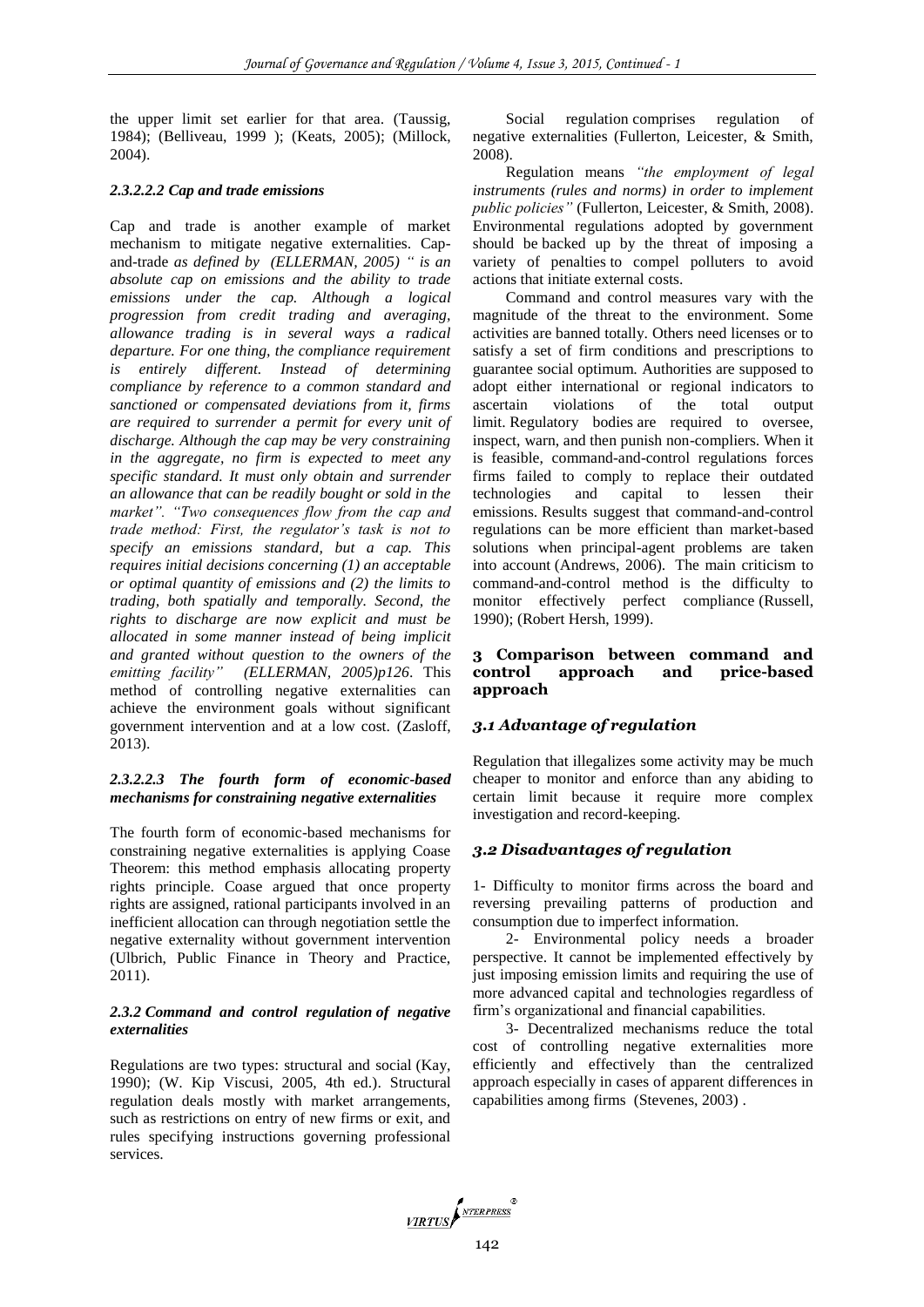the upper limit set earlier for that area. (Taussig, 1984); (Belliveau, 1999 ); (Keats, 2005); (Millock, 2004).

#### *2.3.2.2.2 Cap and trade emissions*

Cap and trade is another example of market mechanism to mitigate negative externalities. Cap-and-trade *as defined by (ELLERMAN, 2005) " is an absolute cap on emissions and the ability to trade emissions under the cap. Although a logical progression from credit trading and averaging, allowance trading is in several ways a radical departure. For one thing, the compliance requirement is entirely different. Instead of determining compliance by reference to a common standard and sanctioned or compensated deviations from it, firms are required to surrender a permit for every unit of discharge. Although the cap may be very constraining in the aggregate, no firm is expected to meet any specific standard. It must only obtain and surrender an allowance that can be readily bought or sold in the market". "Two consequences flow from the cap and trade method: First, the regulator's task is not to specify an emissions standard, but a cap. This requires initial decisions concerning (1) an acceptable or optimal quantity of emissions and (2) the limits to trading, both spatially and temporally. Second, the rights to discharge are now explicit and must be allocated in some manner instead of being implicit and granted without question to the owners of the emitting facility" (ELLERMAN, 2005)p126*. This method of controlling negative externalities can achieve the environment goals without significant government intervention and at a low cost. (Zasloff, 2013).

#### *2.3.2.2.3 The fourth form of economic-based mechanisms for constraining negative externalities*

The fourth form of economic-based mechanisms for constraining negative externalities is applying Coase Theorem: this method emphasis allocating property rights principle. Coase argued that once property rights are assigned, rational participants involved in an inefficient allocation can through negotiation settle the negative externality without government intervention (Ulbrich, Public Finance in Theory and Practice, 2011).

### *2.3.2 Command and control regulation of negative externalities*

Regulations are two types: structural and social (Kay, 1990); (W. Kip Viscusi, 2005, 4th ed.). Structural regulation deals mostly with market arrangements, such as restrictions on entry of new firms or exit, and rules specifying instructions governing professional services.

Social regulation comprises regulation of negative externalities (Fullerton, Leicester, & Smith, 2008).

Regulation means *"the employment of legal instruments (rules and norms) in order to implement public policies"* (Fullerton, Leicester, & Smith, 2008). Environmental regulations adopted by government should be backed up by the threat of imposing a variety of penalties to compel polluters to avoid actions that initiate external costs.

Command and control measures vary with the magnitude of the threat to the environment. Some activities are banned totally. Others need licenses or to satisfy a set of firm conditions and prescriptions to guarantee social optimum. Authorities are supposed to adopt either international or regional indicators to ascertain violations of the total output limit. Regulatory bodies are required to oversee, inspect, warn, and then punish non-compliers. When it is feasible, command-and-control regulations forces firms failed to comply to replace their outdated technologies and capital to lessen their emissions. Results suggest that command-and-control regulations can be more efficient than market-based solutions when principal-agent problems are taken into account (Andrews, 2006). The main criticism to command-and-control method is the difficulty to monitor effectively perfect compliance (Russell, 1990); (Robert Hersh, 1999).

## 3 Comparison between command and control approach and price-based approach

### *3.1 Advantage of regulation*

Regulation that illegalizes some activity may be much cheaper to monitor and enforce than any abiding to certain limit because it require more complex investigation and record-keeping.

### *3.2 Disadvantages of regulation*

1- Difficulty to monitor firms across the board and reversing prevailing patterns of production and consumption due to imperfect information.

2- Environmental policy needs a broader perspective. It cannot be implemented effectively by just imposing emission limits and requiring the use of more advanced capital and technologies regardless of firm's organizational and financial capabilities.

3- Decentralized mechanisms reduce the total cost of controlling negative externalities more efficiently and effectively than the centralized approach especially in cases of apparent differences in capabilities among firms (Stevenes, 2003) .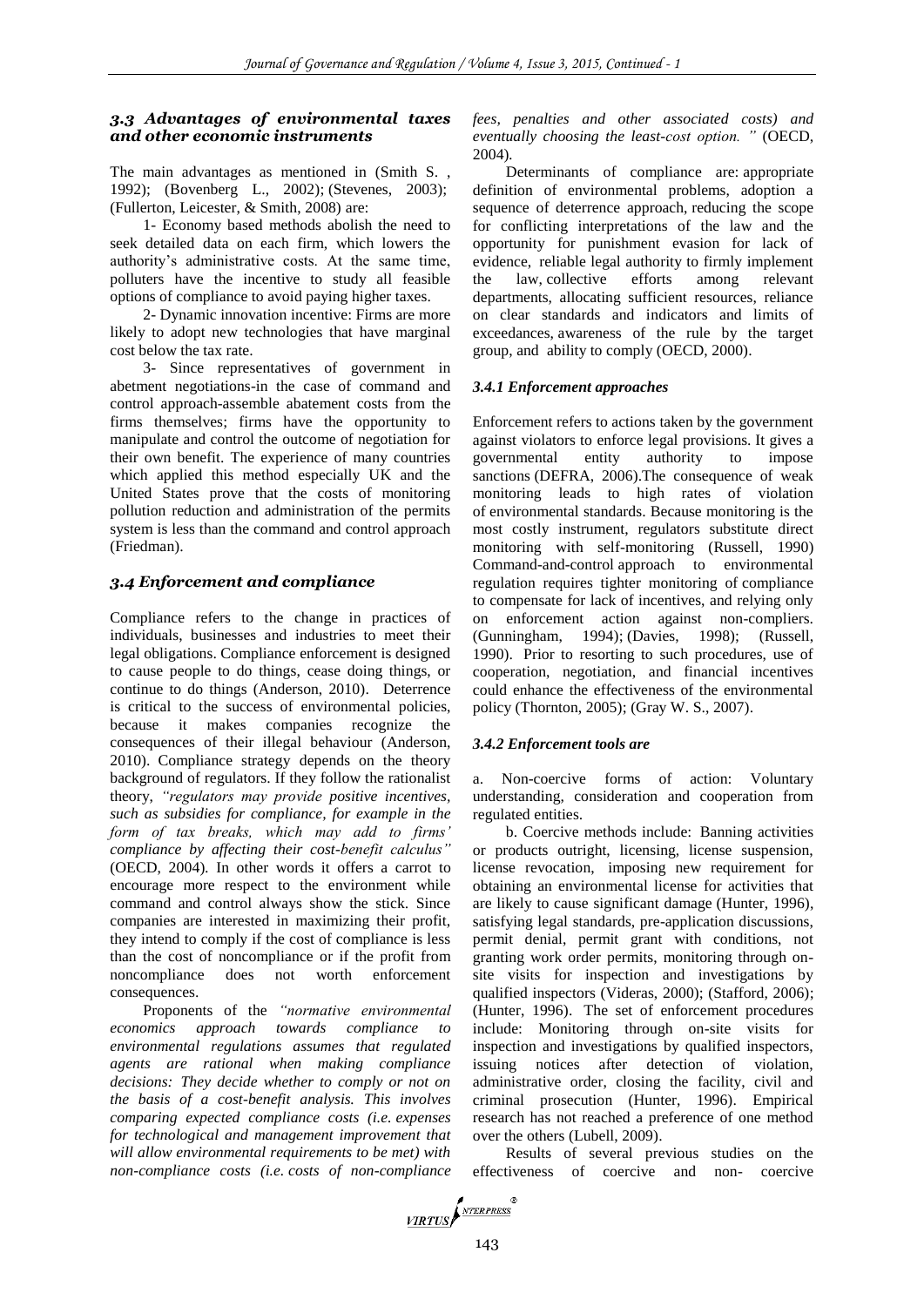### *3.3 Advantages of environmental taxes and other economic instruments*

The main advantages as mentioned in (Smith S. , 1992); (Bovenberg L., 2002); (Stevenes, 2003); (Fullerton, Leicester, & Smith, 2008) are:

1- Economy based methods abolish the need to seek detailed data on each firm, which lowers the authority's administrative costs. At the same time, polluters have the incentive to study all feasible options of compliance to avoid paying higher taxes.

2- Dynamic innovation incentive: Firms are more likely to adopt new technologies that have marginal cost below the tax rate.

3- Since representatives of government in abetment negotiations-in the case of command and control approach-assemble abatement costs from the firms themselves; firms have the opportunity to manipulate and control the outcome of negotiation for their own benefit. The experience of many countries which applied this method especially UK and the United States prove that the costs of monitoring pollution reduction and administration of the permits system is less than the command and control approach (Friedman).

### *3.4 Enforcement and compliance*

Compliance refers to the change in practices of individuals, businesses and industries to meet their legal obligations. Compliance enforcement is designed to cause people to do things, cease doing things, or continue to do things (Anderson, 2010). Deterrence is critical to the success of environmental policies, because it makes companies recognize the consequences of their illegal behaviour (Anderson, 2010). Compliance strategy depends on the theory background of regulators. If they follow the rationalist theory, *"regulators may provide positive incentives, such as subsidies for compliance, for example in the form of tax breaks, which may add to firms' compliance by affecting their cost-benefit calculus"* (OECD, 2004). In other words it offers a carrot to encourage more respect to the environment while command and control always show the stick. Since companies are interested in maximizing their profit, they intend to comply if the cost of compliance is less than the cost of noncompliance or if the profit from noncompliance does not worth enforcement consequences.

Proponents of the *"normative environmental economics approach towards compliance to environmental regulations assumes that regulated agents are rational when making compliance decisions: They decide whether to comply or not on the basis of a cost-benefit analysis. This involves comparing expected compliance costs (i.e. expenses for technological and management improvement that will allow environmental requirements to be met) with non-compliance costs (i.e. costs of non-compliance fees, penalties and other associated costs) and eventually choosing the least-cost option. "* (OECD, 2004).

Determinants of compliance are: appropriate definition of environmental problems, adoption a sequence of deterrence approach, reducing the scope for conflicting interpretations of the law and the opportunity for punishment evasion for lack of evidence, reliable legal authority to firmly implement the law, collective efforts among relevant departments, allocating sufficient resources, reliance on clear standards and indicators and limits of exceedances, awareness of the rule by the target group, and ability to comply (OECD, 2000).

#### *3.4.1 Enforcement approaches*

Enforcement refers to actions taken by the government against violators to enforce legal provisions. It gives a governmental entity authority to impose sanctions (DEFRA, 2006).The consequence of weak monitoring leads to high rates of violation of environmental standards. Because monitoring is the most costly instrument, regulators substitute direct monitoring with self-monitoring (Russell, 1990) Command-and-control approach to environmental regulation requires tighter monitoring of compliance to compensate for lack of incentives, and relying only on enforcement action against non-compliers. (Gunningham, 1994); (Davies, 1998); (Russell, 1990). Prior to resorting to such procedures, use of cooperation, negotiation, and financial incentives could enhance the effectiveness of the environmental policy (Thornton, 2005); (Gray W. S., 2007).

#### *3.4.2 Enforcement tools are*

a. Non-coercive forms of action: Voluntary understanding, consideration and cooperation from regulated entities.

b. Coercive methods include: Banning activities or products outright, licensing, license suspension, license revocation, imposing new requirement for obtaining an environmental license for activities that are likely to cause significant damage (Hunter, 1996), satisfying legal standards, pre-application discussions, permit denial, permit grant with conditions, not granting work order permits, monitoring through on-site visits for inspection and investigations by qualified inspectors (Videras, 2000); (Stafford, 2006); (Hunter, 1996). The set of enforcement procedures include: Monitoring through on-site visits for inspection and investigations by qualified inspectors, issuing notices after detection of violation, administrative order, closing the facility, civil and criminal prosecution (Hunter, 1996). Empirical research has not reached a preference of one method over the others (Lubell, 2009).

Results of several previous studies on the effectiveness of coercive and non- coercive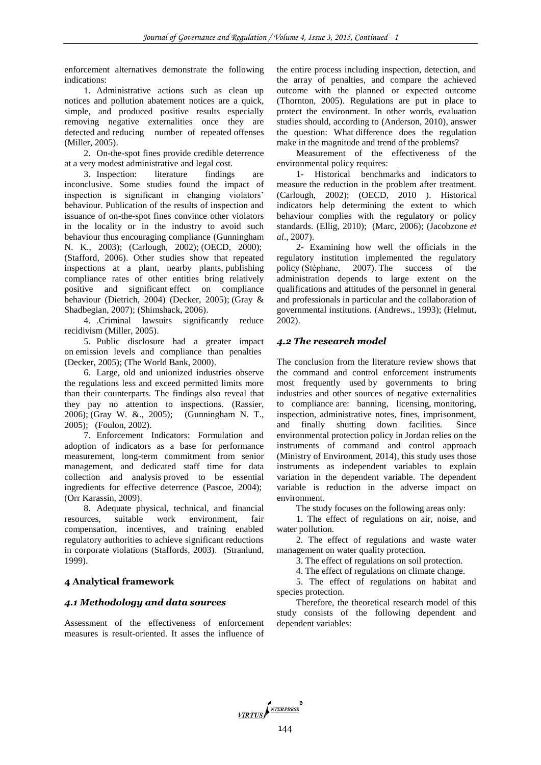enforcement alternatives demonstrate the following indications:

1. Administrative actions such as clean up notices and pollution abatement notices are a quick, simple, and produced positive results especially removing negative externalities once they are detected and reducing number of repeated offenses (Miller, 2005).

2. On-the-spot fines provide credible deterrence at a very modest administrative and legal cost.

3. Inspection: literature findings are inconclusive. Some studies found the impact of inspection is significant in changing violators' behaviour. Publication of the results of inspection and issuance of on-the-spot fines convince other violators in the locality or in the industry to avoid such behaviour thus encouraging compliance (Gunningham N. K., 2003); (Carlough, 2002); (OECD, 2000); (Stafford, 2006). Other studies show that repeated inspections at a plant, nearby plants, publishing compliance rates of other entities bring relatively positive and significant effect on compliance behaviour (Dietrich, 2004) (Decker, 2005); (Gray & Shadbegian, 2007); (Shimshack, 2006).

4. .Criminal lawsuits significantly reduce recidivism (Miller, 2005).

5. Public disclosure had a greater impact on emission levels and compliance than penalties (Decker, 2005); (The World Bank, 2000).

6. Large, old and unionized industries observe the regulations less and exceed permitted limits more than their counterparts. The findings also reveal that they pay no attention to inspections. (Rassier, 2006); (Gray W. &., 2005); (Gunningham N. T., 2005); (Foulon, 2002).

7. Enforcement Indicators: Formulation and adoption of indicators as a base for performance measurement, long-term commitment from senior management, and dedicated staff time for data collection and analysis proved to be essential ingredients for effective deterrence (Pascoe, 2004); (Orr Karassin, 2009).

8. Adequate physical, technical, and financial resources, suitable work environment, fair compensation, incentives, and training enabled regulatory authorities to achieve significant reductions in corporate violations (Staffords, 2003). (Stranlund, 1999).

## 4 Analytical framework

### *4.1 Methodology and data sources*

Assessment of the effectiveness of enforcement measures is result-oriented. It asses the influence of the entire process including inspection, detection, and the array of penalties, and compare the achieved outcome with the planned or expected outcome (Thornton, 2005). Regulations are put in place to protect the environment. In other words, evaluation studies should, according to (Anderson, 2010), answer the question: What difference does the regulation make in the magnitude and trend of the problems?

Measurement of the effectiveness of the environmental policy requires:

1- Historical benchmarks and indicators to measure the reduction in the problem after treatment. (Carlough, 2002); (OECD, 2010 ). Historical indicators help determining the extent to which behaviour complies with the regulatory or policy standards. (Ellig, 2010); (Marc, 2006); (Jacobzone *et al*., 2007).

2- Examining how well the officials in the regulatory institution implemented the regulatory policy (Stéphane, 2007). The success of the administration depends to large extent on the qualifications and attitudes of the personnel in general and professionals in particular and the collaboration of governmental institutions. (Andrews., 1993); (Helmut, 2002).

### *4.2 The research model*

The conclusion from the literature review shows that the command and control enforcement instruments most frequently used by governments to bring industries and other sources of negative externalities to compliance are: banning, licensing, monitoring, inspection, administrative notes, fines, imprisonment, and finally shutting down facilities. Since environmental protection policy in Jordan relies on the instruments of command and control approach (Ministry of Environment, 2014), this study uses those instruments as independent variables to explain variation in the dependent variable. The dependent variable is reduction in the adverse impact on environment.

The study focuses on the following areas only:

1. The effect of regulations on air, noise, and water pollution.

2. The effect of regulations and waste water management on water quality protection.

3. The effect of regulations on soil protection.

4. The effect of regulations on climate change.

5. The effect of regulations on habitat and species protection.

Therefore, the theoretical research model of this study consists of the following dependent and dependent variables: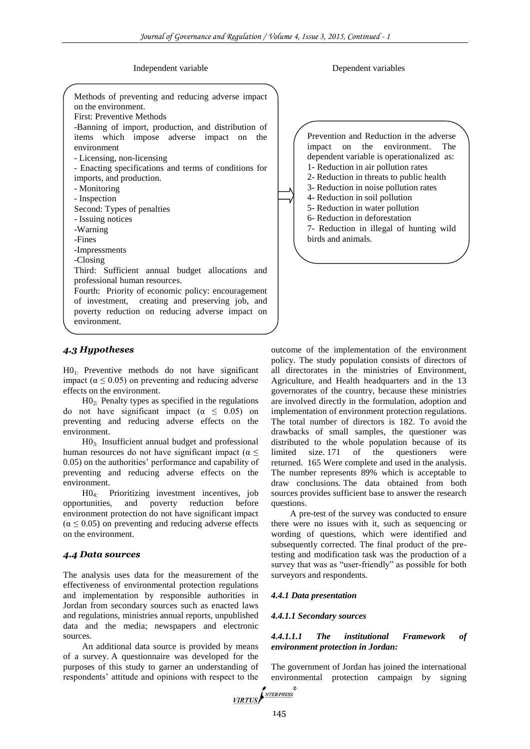Independent variable | Dependent variables

| Independent variable | Dependent variables |
|---|---|
| Methods of preventing and reducing adverse impact on the environment.<br>First: Preventive Methods<br>-Banning of import, production, and distribution of items which impose adverse impact on the environment<br>- Licensing, non-licensing<br>- Enacting specifications and terms of conditions for imports, and production.<br>- Monitoring<br>- Inspection<br>Second: Types of penalties<br>- Issuing notices<br>-Warning<br>-Fines<br>-Impressments<br>-Closing<br>Third: Sufficient annual budget allocations and professional human resources.<br>Fourth: Priority of economic policy: encouragement of investment, creating and preserving job, and poverty reduction on reducing adverse impact on environment. | Prevention and Reduction in the adverse impact on the environment. The dependent variable is operationalized as:<br>1- Reduction in air pollution rates<br>2- Reduction in threats to public health<br>3- Reduction in noise pollution rates<br>4- Reduction in soil pollution<br>5- Reduction in water pollution<br>6- Reduction in deforestation<br>7- Reduction in illegal of hunting wild birds and animals. |

### *4.3 Hypotheses*

$H0_1$: Preventive methods do not have significant impact ($\alpha \leq 0.05$) on preventing and reducing adverse effects on the environment.

$H0_2$: Penalty types as specified in the regulations do not have significant impact ($\alpha \leq 0.05$) on preventing and reducing adverse effects on the environment.

$H0_3$: Insufficient annual budget and professional human resources do not have significant impact ($\alpha \leq 0.05$) on the authorities' performance and capability of preventing and reducing adverse effects on the environment.

$H0_4$: Prioritizing investment incentives, job opportunities, and poverty reduction before environment protection do not have significant impact ($\alpha \leq 0.05$) on preventing and reducing adverse effects on the environment.

### *4.4 Data sources*

The analysis uses data for the measurement of the effectiveness of environmental protection regulations and implementation by responsible authorities in Jordan from secondary sources such as enacted laws and regulations, ministries annual reports, unpublished data and the media; newspapers and electronic sources.

An additional data source is provided by means of a survey. A questionnaire was developed for the purposes of this study to garner an understanding of respondents' attitude and opinions with respect to the outcome of the implementation of the environment policy. The study population consists of directors of all directorates in the ministries of Environment, Agriculture, and Health headquarters and in the 13 governorates of the country, because these ministries are involved directly in the formulation, adoption and implementation of environment protection regulations. The total number of directors is 182. To avoid the drawbacks of small samples, the questioner was distributed to the whole population because of its limited size. 171 of the questioners were returned. 165 Were complete and used in the analysis. The number represents 89% which is acceptable to draw conclusions. The data obtained from both sources provides sufficient base to answer the research questions.

A pre-test of the survey was conducted to ensure there were no issues with it, such as sequencing or wording of questions, which were identified and subsequently corrected. The final product of the pre-testing and modification task was the production of a survey that was as "user-friendly" as possible for both surveyors and respondents.

#### *4.4.1 Data presentation*

#### *4.4.1.1 Secondary sources*

#### *4.4.1.1.1 The institutional Framework of environment protection in Jordan:*

The government of Jordan has joined the international environmental protection campaign by signing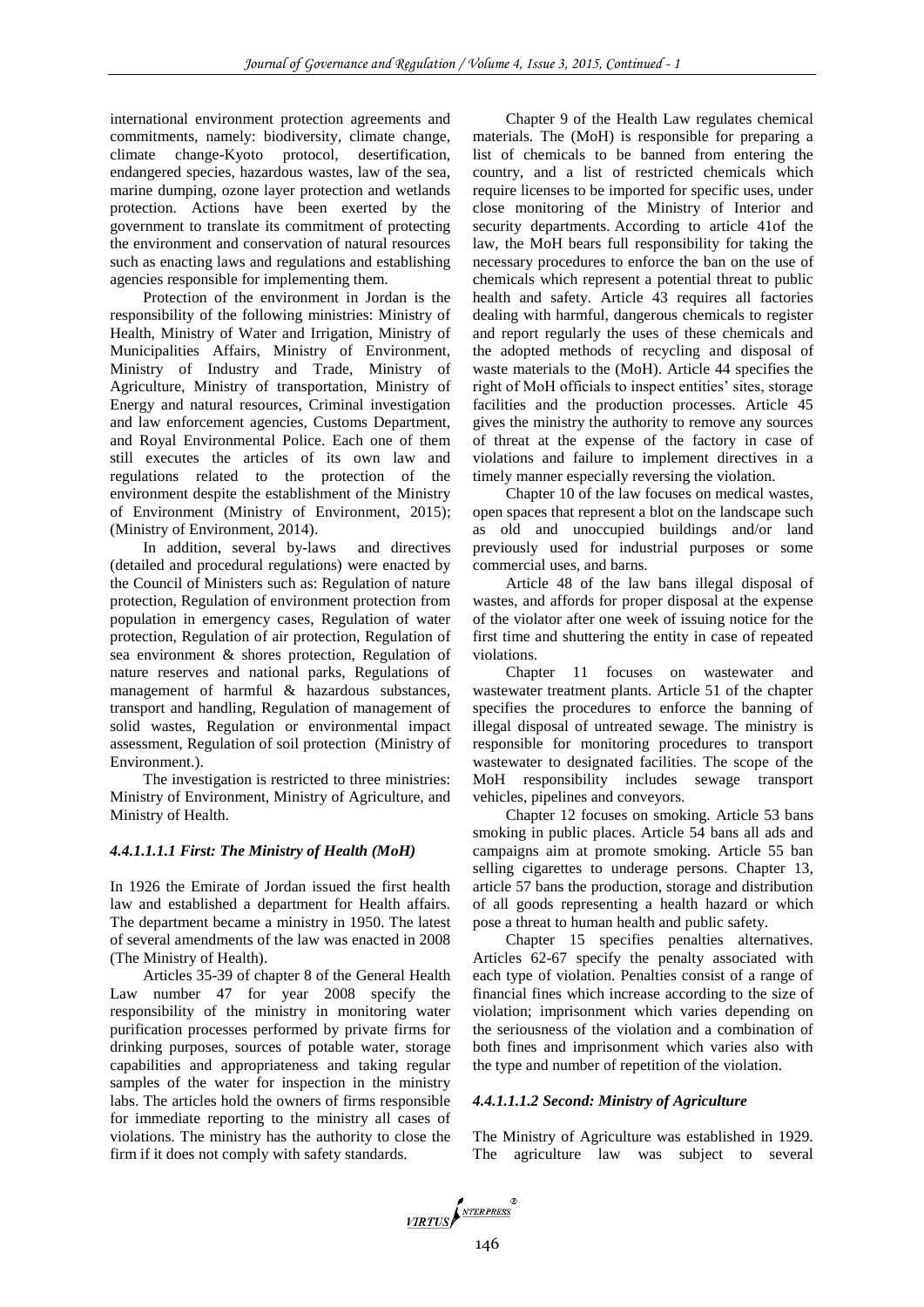international environment protection agreements and commitments, namely: biodiversity, climate change, climate change-Kyoto protocol, desertification, endangered species, hazardous wastes, law of the sea, marine dumping, ozone layer protection and wetlands protection. Actions have been exerted by the government to translate its commitment of protecting the environment and conservation of natural resources such as enacting laws and regulations and establishing agencies responsible for implementing them.

Protection of the environment in Jordan is the responsibility of the following ministries: Ministry of Health, Ministry of Water and Irrigation, Ministry of Municipalities Affairs, Ministry of Environment, Ministry of Industry and Trade, Ministry of Agriculture, Ministry of transportation, Ministry of Energy and natural resources, Criminal investigation and law enforcement agencies, Customs Department, and Royal Environmental Police. Each one of them still executes the articles of its own law and regulations related to the protection of the environment despite the establishment of the Ministry of Environment (Ministry of Environment, 2015); (Ministry of Environment, 2014).

In addition, several by-laws and directives (detailed and procedural regulations) were enacted by the Council of Ministers such as: Regulation of nature protection, Regulation of environment protection from population in emergency cases, Regulation of water protection, Regulation of air protection, Regulation of sea environment & shores protection, Regulation of nature reserves and national parks, Regulations of management of harmful & hazardous substances, transport and handling, Regulation of management of solid wastes, Regulation or environmental impact assessment, Regulation of soil protection (Ministry of Environment.).

The investigation is restricted to three ministries: Ministry of Environment, Ministry of Agriculture, and Ministry of Health.

#### *4.4.1.1.1.1 First: The Ministry of Health (MoH)*

In 1926 the Emirate of Jordan issued the first health law and established a department for Health affairs. The department became a ministry in 1950. The latest of several amendments of the law was enacted in 2008 (The Ministry of Health).

Articles 35-39 of chapter 8 of the General Health Law number 47 for year 2008 specify the responsibility of the ministry in monitoring water purification processes performed by private firms for drinking purposes, sources of potable water, storage capabilities and appropriateness and taking regular samples of the water for inspection in the ministry labs. The articles hold the owners of firms responsible for immediate reporting to the ministry all cases of violations. The ministry has the authority to close the firm if it does not comply with safety standards.

Chapter 9 of the Health Law regulates chemical materials. The (MoH) is responsible for preparing a list of chemicals to be banned from entering the country, and a list of restricted chemicals which require licenses to be imported for specific uses, under close monitoring of the Ministry of Interior and security departments. According to article 41of the law, the MoH bears full responsibility for taking the necessary procedures to enforce the ban on the use of chemicals which represent a potential threat to public health and safety. Article 43 requires all factories dealing with harmful, dangerous chemicals to register and report regularly the uses of these chemicals and the adopted methods of recycling and disposal of waste materials to the (MoH). Article 44 specifies the right of MoH officials to inspect entities' sites, storage facilities and the production processes. Article 45 gives the ministry the authority to remove any sources of threat at the expense of the factory in case of violations and failure to implement directives in a timely manner especially reversing the violation.

Chapter 10 of the law focuses on medical wastes, open spaces that represent a blot on the landscape such as old and unoccupied buildings and/or land previously used for industrial purposes or some commercial uses, and barns.

Article 48 of the law bans illegal disposal of wastes, and affords for proper disposal at the expense of the violator after one week of issuing notice for the first time and shuttering the entity in case of repeated violations.

Chapter 11 focuses on wastewater and wastewater treatment plants. Article 51 of the chapter specifies the procedures to enforce the banning of illegal disposal of untreated sewage. The ministry is responsible for monitoring procedures to transport wastewater to designated facilities. The scope of the MoH responsibility includes sewage transport vehicles, pipelines and conveyors.

Chapter 12 focuses on smoking. Article 53 bans smoking in public places. Article 54 bans all ads and campaigns aim at promote smoking. Article 55 ban selling cigarettes to underage persons. Chapter 13, article 57 bans the production, storage and distribution of all goods representing a health hazard or which pose a threat to human health and public safety.

Chapter 15 specifies penalties alternatives. Articles 62-67 specify the penalty associated with each type of violation. Penalties consist of a range of financial fines which increase according to the size of violation; imprisonment which varies depending on the seriousness of the violation and a combination of both fines and imprisonment which varies also with the type and number of repetition of the violation.

#### *4.4.1.1.1.2 Second: Ministry of Agriculture*

The Ministry of Agriculture was established in 1929. The agriculture law was subject to several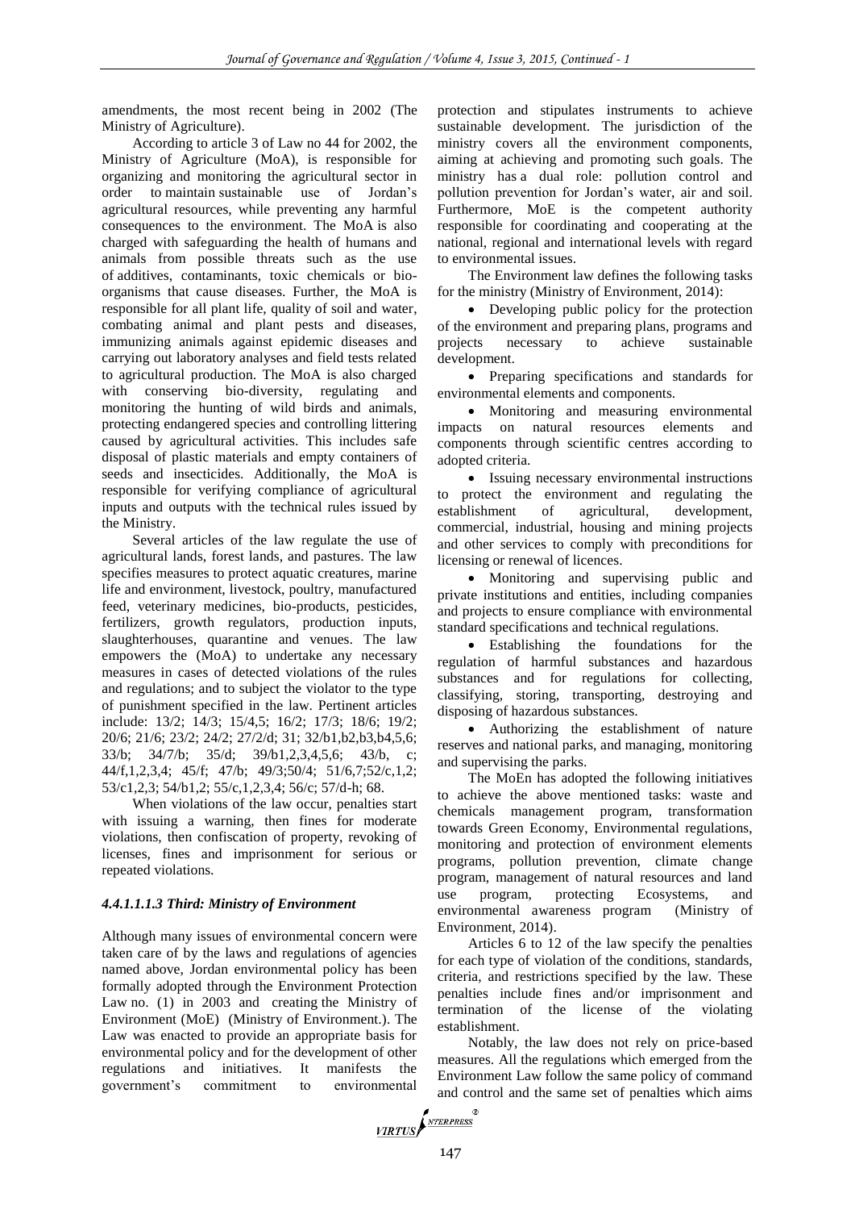amendments, the most recent being in 2002 (The Ministry of Agriculture).

According to article 3 of Law no 44 for 2002, the Ministry of Agriculture (MoA), is responsible for organizing and monitoring the agricultural sector in order to maintain sustainable use of Jordan's agricultural resources, while preventing any harmful consequences to the environment. The MoA is also charged with safeguarding the health of humans and animals from possible threats such as the use of additives, contaminants, toxic chemicals or bio-organisms that cause diseases. Further, the MoA is responsible for all plant life, quality of soil and water, combating animal and plant pests and diseases, immunizing animals against epidemic diseases and carrying out laboratory analyses and field tests related to agricultural production. The MoA is also charged with conserving bio-diversity, regulating and monitoring the hunting of wild birds and animals, protecting endangered species and controlling littering caused by agricultural activities. This includes safe disposal of plastic materials and empty containers of seeds and insecticides. Additionally, the MoA is responsible for verifying compliance of agricultural inputs and outputs with the technical rules issued by the Ministry.

Several articles of the law regulate the use of agricultural lands, forest lands, and pastures. The law specifies measures to protect aquatic creatures, marine life and environment, livestock, poultry, manufactured feed, veterinary medicines, bio-products, pesticides, fertilizers, growth regulators, production inputs, slaughterhouses, quarantine and venues. The law empowers the (MoA) to undertake any necessary measures in cases of detected violations of the rules and regulations; and to subject the violator to the type of punishment specified in the law. Pertinent articles include: 13/2; 14/3; 15/4,5; 16/2; 17/3; 18/6; 19/2; 20/6; 21/6; 23/2; 24/2; 27/2/d; 31; 32/b1,b2,b3,b4,5,6; 33/b; 34/7/b; 35/d; 39/b1,2,3,4,5,6; 43/b, c; 44/f,1,2,3,4; 45/f; 47/b; 49/3;50/4; 51/6,7;52/c,1,2; 53/c1,2,3; 54/b1,2; 55/c,1,2,3,4; 56/c; 57/d-h; 68.

When violations of the law occur, penalties start with issuing a warning, then fines for moderate violations, then confiscation of property, revoking of licenses, fines and imprisonment for serious or repeated violations.

#### *4.4.1.1.1.3 Third: Ministry of Environment*

Although many issues of environmental concern were taken care of by the laws and regulations of agencies named above, Jordan environmental policy has been formally adopted through the Environment Protection Law no. (1) in 2003 and creating the Ministry of Environment (MoE) (Ministry of Environment.). The Law was enacted to provide an appropriate basis for environmental policy and for the development of other regulations and initiatives. It manifests the government's commitment to environmental protection and stipulates instruments to achieve sustainable development. The jurisdiction of the ministry covers all the environment components, aiming at achieving and promoting such goals. The ministry has a dual role: pollution control and pollution prevention for Jordan's water, air and soil. Furthermore, MoE is the competent authority responsible for coordinating and cooperating at the national, regional and international levels with regard to environmental issues.

The Environment law defines the following tasks for the ministry (Ministry of Environment, 2014):

- Developing public policy for the protection of the environment and preparing plans, programs and projects necessary to achieve sustainable development.
- Preparing specifications and standards for environmental elements and components.
- Monitoring and measuring environmental impacts on natural resources elements and components through scientific centres according to adopted criteria.
- Issuing necessary environmental instructions to protect the environment and regulating the establishment of agricultural, development, commercial, industrial, housing and mining projects and other services to comply with preconditions for licensing or renewal of licences.
- Monitoring and supervising public and private institutions and entities, including companies and projects to ensure compliance with environmental standard specifications and technical regulations.
- Establishing the foundations for the regulation of harmful substances and hazardous substances and for regulations for collecting, classifying, storing, transporting, destroying and disposing of hazardous substances.
- Authorizing the establishment of nature reserves and national parks, and managing, monitoring and supervising the parks.

The MoEn has adopted the following initiatives to achieve the above mentioned tasks: waste and chemicals management program, transformation towards Green Economy, Environmental regulations, monitoring and protection of environment elements programs, pollution prevention, climate change program, management of natural resources and land use program, protecting Ecosystems, and environmental awareness program (Ministry of Environment, 2014).

Articles 6 to 12 of the law specify the penalties for each type of violation of the conditions, standards, criteria, and restrictions specified by the law. These penalties include fines and/or imprisonment and termination of the license of the violating establishment.

Notably, the law does not rely on price-based measures. All the regulations which emerged from the Environment Law follow the same policy of command and control and the same set of penalties which aims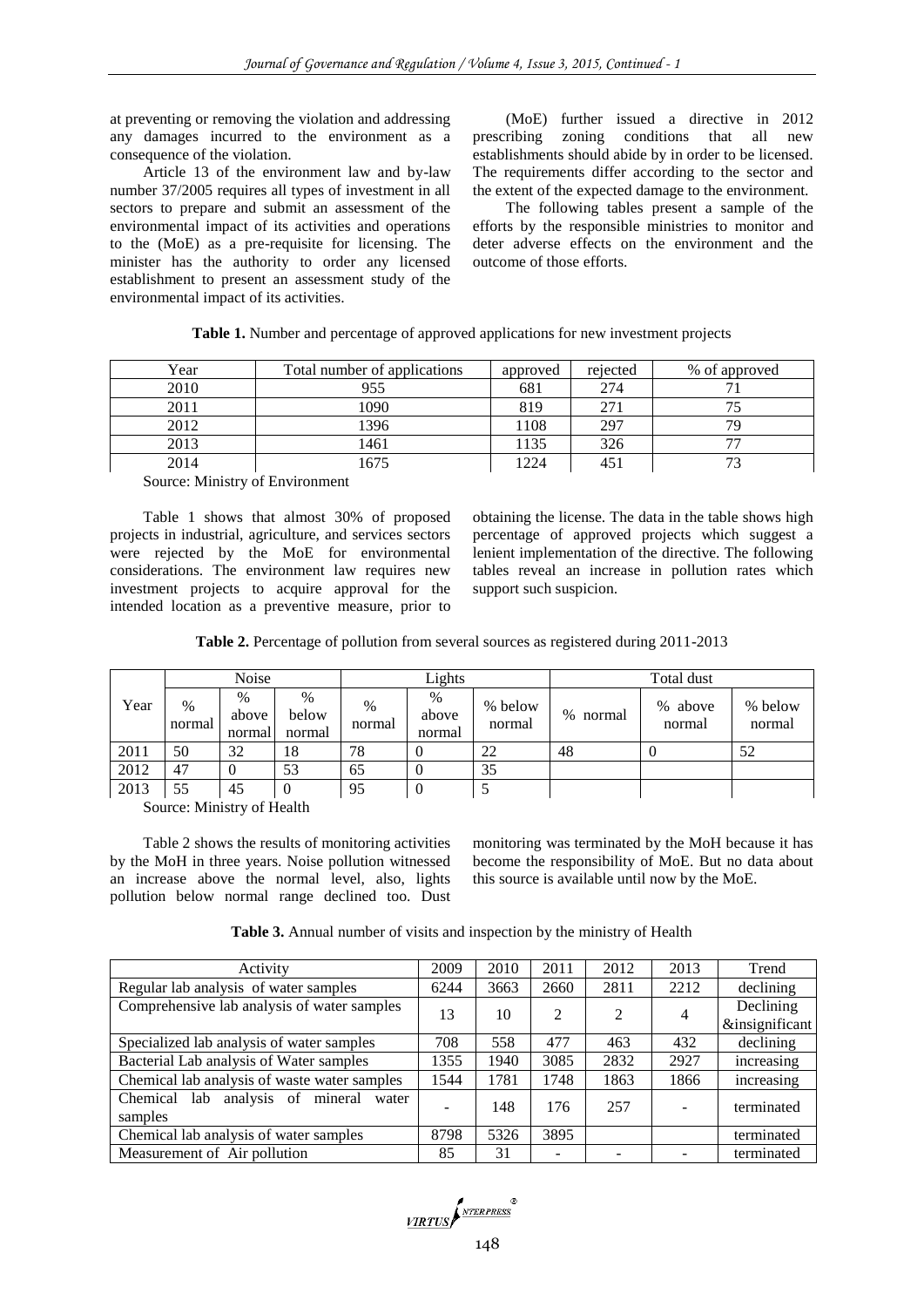at preventing or removing the violation and addressing any damages incurred to the environment as a consequence of the violation.

Article 13 of the environment law and by-law number 37/2005 requires all types of investment in all sectors to prepare and submit an assessment of the environmental impact of its activities and operations to the (MoE) as a pre-requisite for licensing. The minister has the authority to order any licensed establishment to present an assessment study of the environmental impact of its activities.

(MoE) further issued a directive in 2012 prescribing zoning conditions that all new establishments should abide by in order to be licensed. The requirements differ according to the sector and the extent of the expected damage to the environment.

The following tables present a sample of the efforts by the responsible ministries to monitor and deter adverse effects on the environment and the outcome of those efforts.

**Table 1.** Number and percentage of approved applications for new investment projects

| Year | Total number of applications | approved | rejected | % of approved |
|---|---|---|---|---|
| 2010 | 955 | 681 | 274 | 71 |
| 2011 | 1090 | 819 | 271 | 75 |
| 2012 | 1396 | 1108 | 297 | 79 |
| 2013 | 1461 | 1135 | 326 | 77 |
| 2014 | 1675 | 1224 | 451 | 73 |

Source: Ministry of Environment

Table 1 shows that almost 30% of proposed projects in industrial, agriculture, and services sectors were rejected by the MoE for environmental considerations. The environment law requires new investment projects to acquire approval for the intended location as a preventive measure, prior to obtaining the license. The data in the table shows high percentage of approved projects which suggest a lenient implementation of the directive. The following tables reveal an increase in pollution rates which support such suspicion.

**Table 2.** Percentage of pollution from several sources as registered during 2011-2013

| Year | Noise | | | Lights | | | Total dust | | |
|---|---|---|---|---|---|---|---|---|---|
| | % normal | % above normal | % below normal | % normal | % above normal | % below normal | % normal | % above normal | % below normal |
| 2011 | 50 | 32 | 18 | 78 | 0 | 22 | 48 | 0 | 52 |
| 2012 | 47 | 0 | 53 | 65 | 0 | 35 | | | |
| 2013 | 55 | 45 | 0 | 95 | 0 | 5 | | | |

Source: Ministry of Health

Table 2 shows the results of monitoring activities by the MoH in three years. Noise pollution witnessed an increase above the normal level, also, lights pollution below normal range declined too. Dust monitoring was terminated by the MoH because it has become the responsibility of MoE. But no data about this source is available until now by the MoE.

**Table 3.** Annual number of visits and inspection by the ministry of Health

| Activity | 2009 | 2010 | 2011 | 2012 | 2013 | Trend |
|---|---|---|---|---|---|---|
| Regular lab analysis of water samples | 6244 | 3663 | 2660 | 2811 | 2212 | declining |
| Comprehensive lab analysis of water samples | 13 | 10 | 2 | 2 | 4 | Declining &insignificant |
| Specialized lab analysis of water samples | 708 | 558 | 477 | 463 | 432 | declining |
| Bacterial Lab analysis of Water samples | 1355 | 1940 | 3085 | 2832 | 2927 | increasing |
| Chemical lab analysis of waste water samples | 1544 | 1781 | 1748 | 1863 | 1866 | increasing |
| Chemical lab analysis of mineral water samples | - | 148 | 176 | 257 | - | terminated |
| Chemical lab analysis of water samples | 8798 | 5326 | 3895 | | | terminated |
| Measurement of Air pollution | 85 | 31 | - | - | - | terminated |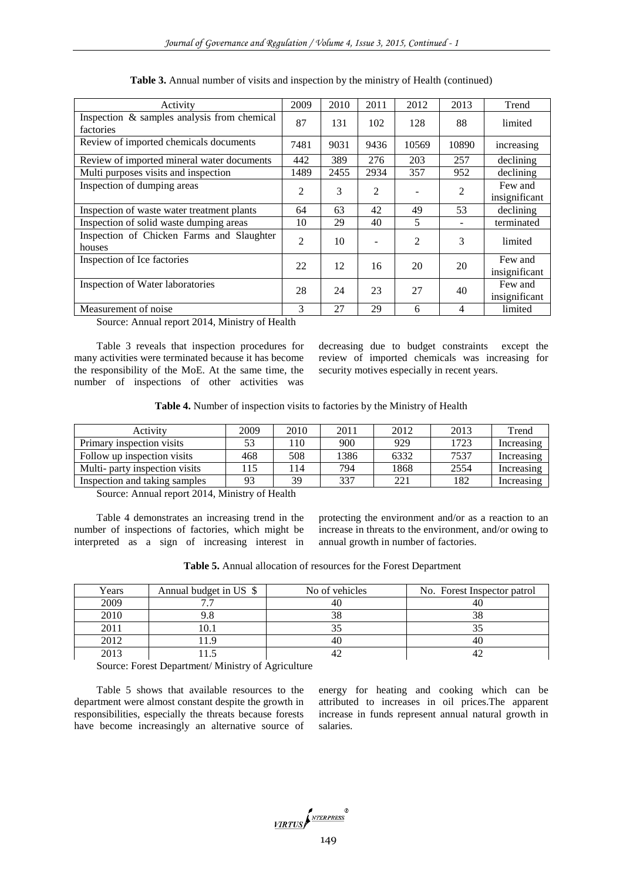**Table 3.** Annual number of visits and inspection by the ministry of Health (continued)

| Activity | 2009 | 2010 | 2011 | 2012 | 2013 | Trend |
|---|---|---|---|---|---|---|
| Inspection & samples analysis from chemical factories | 87 | 131 | 102 | 128 | 88 | limited |
| Review of imported chemicals documents | 7481 | 9031 | 9436 | 10569 | 10890 | increasing |
| Review of imported mineral water documents | 442 | 389 | 276 | 203 | 257 | declining |
| Multi purposes visits and inspection | 1489 | 2455 | 2934 | 357 | 952 | declining |
| Inspection of dumping areas | 2 | 3 | 2 | - | 2 | Few and insignificant |
| Inspection of waste water treatment plants | 64 | 63 | 42 | 49 | 53 | declining |
| Inspection of solid waste dumping areas | 10 | 29 | 40 | 5 | - | terminated |
| Inspection of Chicken Farms and Slaughter houses | 2 | 10 | - | 2 | 3 | limited |
| Inspection of Ice factories | 22 | 12 | 16 | 20 | 20 | Few and insignificant |
| Inspection of Water laboratories | 28 | 24 | 23 | 27 | 40 | Few and insignificant |
| Measurement of noise | 3 | 27 | 29 | 6 | 4 | limited |

Source: Annual report 2014, Ministry of Health

Table 3 reveals that inspection procedures for many activities were terminated because it has become the responsibility of the MoE. At the same time, the number of inspections of other activities was decreasing due to budget constraints except the review of imported chemicals was increasing for security motives especially in recent years.

**Table 4.** Number of inspection visits to factories by the Ministry of Health

| Activity | 2009 | 2010 | 2011 | 2012 | 2013 | Trend |
|---|---|---|---|---|---|---|
| Primary inspection visits | 53 | 110 | 900 | 929 | 1723 | Increasing |
| Follow up inspection visits | 468 | 508 | 1386 | 6332 | 7537 | Increasing |
| Multi- party inspection visits | 115 | 114 | 794 | 1868 | 2554 | Increasing |
| Inspection and taking samples | 93 | 39 | 337 | 221 | 182 | Increasing |

Source: Annual report 2014, Ministry of Health

Table 4 demonstrates an increasing trend in the number of inspections of factories, which might be interpreted as a sign of increasing interest in protecting the environment and/or as a reaction to an increase in threats to the environment, and/or owing to annual growth in number of factories.

**Table 5.** Annual allocation of resources for the Forest Department

| Years | Annual budget in US $ | No of vehicles | No. Forest Inspector patrol |
|---|---|---|---|
| 2009 | 7.7 | 40 | 40 |
| 2010 | 9.8 | 38 | 38 |
| 2011 | 10.1 | 35 | 35 |
| 2012 | 11.9 | 40 | 40 |
| 2013 | 11.5 | 42 | 42 |

Source: Forest Department/ Ministry of Agriculture

Table 5 shows that available resources to the department were almost constant despite the growth in responsibilities, especially the threats because forests have become increasingly an alternative source of energy for heating and cooking which can be attributed to increases in oil prices.The apparent increase in funds represent annual natural growth in salaries.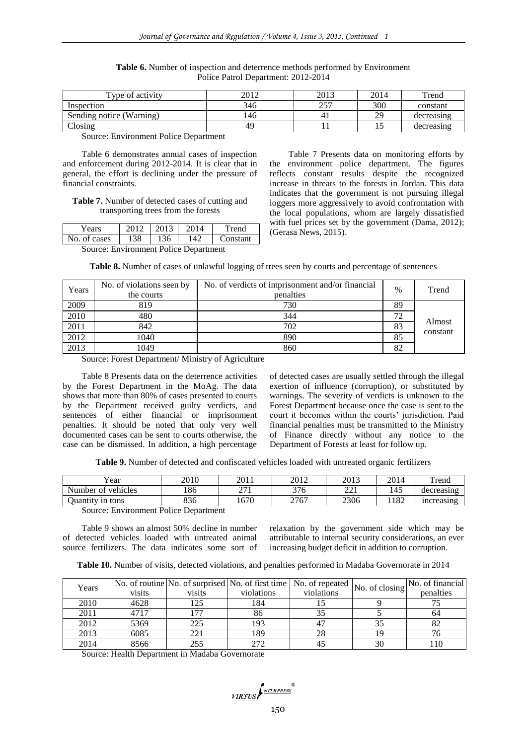**Table 6.** Number of inspection and deterrence methods performed by Environment Police Patrol Department: 2012-2014

| Type of activity | 2012 | 2013 | 2014 | Trend |
|---|---|---|---|---|
| Inspection | 346 | 257 | 300 | constant |
| Sending notice (Warning) | 146 | 41 | 29 | decreasing |
| Closing | 49 | 11 | 15 | decreasing |

Source: Environment Police Department

Table 6 demonstrates annual cases of inspection and enforcement during 2012-2014. It is clear that in general, the effort is declining under the pressure of financial constraints.

**Table 7.** Number of detected cases of cutting and transporting trees from the forests

| Years | 2012 | 2013 | 2014 | Trend |
|---|---|---|---|---|
| No. of cases | 138 | 136 | 142 | Constant |

Source: Environment Police Department

Table 7 Presents data on monitoring efforts by the environment police department. The figures reflects constant results despite the recognized increase in threats to the forests in Jordan. This data indicates that the government is not pursuing illegal loggers more aggressively to avoid confrontation with the local populations, whom are largely dissatisfied with fuel prices set by the government (Dama, 2012); (Gerasa News, 2015).

**Table 8.** Number of cases of unlawful logging of trees seen by courts and percentage of sentences

| Years | No. of violations seen by the courts | No. of verdicts of imprisonment and/or financial penalties | % | Trend |
|---|---|---|---|---|
| 2009 | 819 | 730 | 89 | Almost constant |
| 2010 | 480 | 344 | 72 | |
| 2011 | 842 | 702 | 83 | |
| 2012 | 1040 | 890 | 85 | |
| 2013 | 1049 | 860 | 82 | |

Source: Forest Department/ Ministry of Agriculture

Table 8 Presents data on the deterrence activities by the Forest Department in the MoAg. The data shows that more than 80% of cases presented to courts by the Department received guilty verdicts, and sentences of either financial or imprisonment penalties. It should be noted that only very well documented cases can be sent to courts otherwise, the case can be dismissed. In addition, a high percentage of detected cases are usually settled through the illegal exertion of influence (corruption), or substituted by warnings. The severity of verdicts is unknown to the Forest Department because once the case is sent to the court it becomes within the courts' jurisdiction. Paid financial penalties must be transmitted to the Ministry of Finance directly without any notice to the Department of Forests at least for follow up.

**Table 9.** Number of detected and confiscated vehicles loaded with untreated organic fertilizers

| Year | 2010 | 2011 | 2012 | 2013 | 2014 | Trend |
|---|---|---|---|---|---|---|
| Number of vehicles | 186 | 271 | 376 | 221 | 145 | decreasing |
| Quantity in tons | 836 | 1670 | 2767 | 2306 | 1182 | increasing |

Source: Environment Police Department

Table 9 shows an almost 50% decline in number of detected vehicles loaded with untreated animal source fertilizers. The data indicates some sort of relaxation by the government side which may be attributable to internal security considerations, an ever increasing budget deficit in addition to corruption.

**Table 10.** Number of visits, detected violations, and penalties performed in Madaba Governorate in 2014

| Years | No. of routine visits | No. of surprised visits | No. of first time violations | No. of repeated violations | No. of closing | No. of financial penalties |
|---|---|---|---|---|---|---|
| 2010 | 4628 | 125 | 184 | 15 | 9 | 75 |
| 2011 | 4717 | 177 | 86 | 35 | 5 | 64 |
| 2012 | 5369 | 225 | 193 | 47 | 35 | 82 |
| 2013 | 6085 | 221 | 189 | 28 | 19 | 76 |
| 2014 | 8566 | 255 | 272 | 45 | 30 | 110 |

Source: Health Department in Madaba Governorate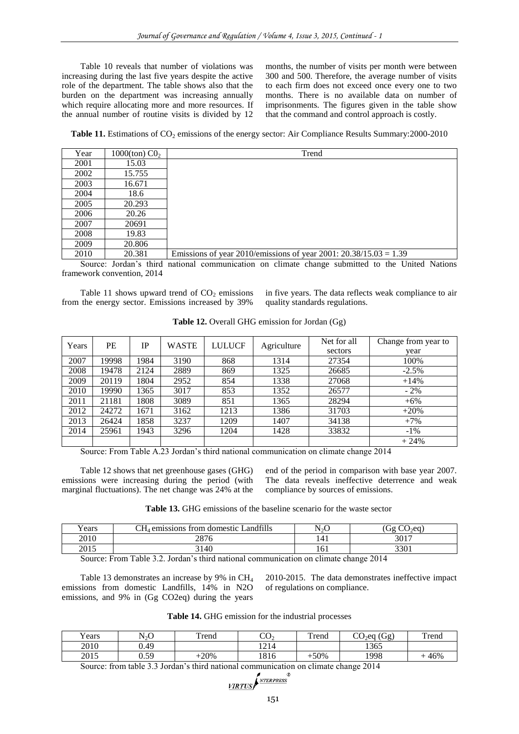Table 10 reveals that number of violations was increasing during the last five years despite the active role of the department. The table shows also that the burden on the department was increasing annually which require allocating more and more resources. If the annual number of routine visits is divided by 12 months, the number of visits per month were between 300 and 500. Therefore, the average number of visits to each firm does not exceed once every one to two months. There is no available data on number of imprisonments. The figures given in the table show that the command and control approach is costly.

**Table 11.** Estimations of $CO_2$ emissions of the energy sector: Air Compliance Results Summary:2000-2010

| Year | 1000(ton) $C0_2$ | Trend |
|---|---|---|
| 2001 | 15.03 | |
| 2002 | 15.755 | |
| 2003 | 16.671 | |
| 2004 | 18.6 | |
| 2005 | 20.293 | |
| 2006 | 20.26 | |
| 2007 | 20691 | |
| 2008 | 19.83 | |
| 2009 | 20.806 | |
| 2010 | 20.381 | Emissions of year 2010/emissions of year 2001: 20.38/15.03 = 1.39 |

Source: Jordan's third national communication on climate change submitted to the United Nations framework convention, 2014

Table 11 shows upward trend of $CO_2$ emissions from the energy sector. Emissions increased by 39% in five years. The data reflects weak compliance to air quality standards regulations.

**Table 12.** Overall GHG emission for Jordan (Gg)

| Years | PE | IP | WASTE | LULUCF | Agriculture | Net for all sectors | Change from year to year |
|---|---|---|---|---|---|---|---|
| 2007 | 19998 | 1984 | 3190 | 868 | 1314 | 27354 | 100% |
| 2008 | 19478 | 2124 | 2889 | 869 | 1325 | 26685 | -2.5% |
| 2009 | 20119 | 1804 | 2952 | 854 | 1338 | 27068 | +14% |
| 2010 | 19990 | 1365 | 3017 | 853 | 1352 | 26577 | - 2% |
| 2011 | 21181 | 1808 | 3089 | 851 | 1365 | 28294 | +6% |
| 2012 | 24272 | 1671 | 3162 | 1213 | 1386 | 31703 | +20% |
| 2013 | 26424 | 1858 | 3237 | 1209 | 1407 | 34138 | +7% |
| 2014 | 25961 | 1943 | 3296 | 1204 | 1428 | 33832 | -1% |
| | | | | | | | + 24% |

Source: From Table A.23 Jordan's third national communication on climate change 2014

Table 12 shows that net greenhouse gases (GHG) emissions were increasing during the period (with marginal fluctuations). The net change was 24% at the end of the period in comparison with base year 2007. The data reveals ineffective deterrence and weak compliance by sources of emissions.

**Table 13.** GHG emissions of the baseline scenario for the waste sector

| Years | $CH_4$ emissions from domestic Landfills | $N_2O$ | (Gg $CO_2$eq) |
|---|---|---|---|
| 2010 | 2876 | 141 | 3017 |
| 2015 | 3140 | 161 | 3301 |

Source: From Table 3.2. Jordan's third national communication on climate change 2014

Table 13 demonstrates an increase by 9% in $CH_4$ emissions from domestic Landfills, 14% in N2O emissions, and 9% in (Gg CO2eq) during the years 2010-2015. The data demonstrates ineffective impact of regulations on compliance.

**Table 14.** GHG emission for the industrial processes

| Years | $N_2O$ | Trend | $CO_2$ | Trend | $CO_2$eq (Gg) | Trend |
|---|---|---|---|---|---|---|
| 2010 | 0.49 | | 1214 | | 1365 | |
| 2015 | 0.59 | +20% | 1816 | +50% | 1998 | + 46% |

Source: from table 3.3 Jordan's third national communication on climate change 2014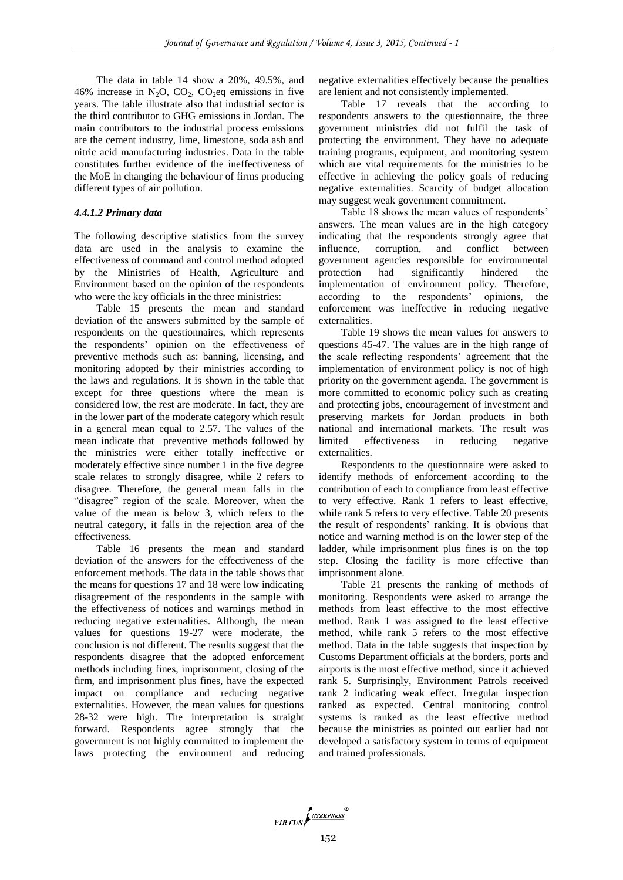The data in table 14 show a 20%, 49.5%, and 46% increase in $N_2O$, $CO_2$, $CO_2eq$ emissions in five years. The table illustrate also that industrial sector is the third contributor to GHG emissions in Jordan. The main contributors to the industrial process emissions are the cement industry, lime, limestone, soda ash and nitric acid manufacturing industries. Data in the table constitutes further evidence of the ineffectiveness of the MoE in changing the behaviour of firms producing different types of air pollution.

#### *4.4.1.2 Primary data*

The following descriptive statistics from the survey data are used in the analysis to examine the effectiveness of command and control method adopted by the Ministries of Health, Agriculture and Environment based on the opinion of the respondents who were the key officials in the three ministries:

Table 15 presents the mean and standard deviation of the answers submitted by the sample of respondents on the questionnaires, which represents the respondents' opinion on the effectiveness of preventive methods such as: banning, licensing, and monitoring adopted by their ministries according to the laws and regulations. It is shown in the table that except for three questions where the mean is considered low, the rest are moderate. In fact, they are in the lower part of the moderate category which result in a general mean equal to 2.57. The values of the mean indicate that preventive methods followed by the ministries were either totally ineffective or moderately effective since number 1 in the five degree scale relates to strongly disagree, while 2 refers to disagree. Therefore, the general mean falls in the "disagree" region of the scale. Moreover, when the value of the mean is below 3, which refers to the neutral category, it falls in the rejection area of the effectiveness.

Table 16 presents the mean and standard deviation of the answers for the effectiveness of the enforcement methods. The data in the table shows that the means for questions 17 and 18 were low indicating disagreement of the respondents in the sample with the effectiveness of notices and warnings method in reducing negative externalities. Although, the mean values for questions 19-27 were moderate, the conclusion is not different. The results suggest that the respondents disagree that the adopted enforcement methods including fines, imprisonment, closing of the firm, and imprisonment plus fines, have the expected impact on compliance and reducing negative externalities. However, the mean values for questions 28-32 were high. The interpretation is straight forward. Respondents agree strongly that the government is not highly committed to implement the laws protecting the environment and reducing negative externalities effectively because the penalties are lenient and not consistently implemented.

Table 17 reveals that the according to respondents answers to the questionnaire, the three government ministries did not fulfil the task of protecting the environment. They have no adequate training programs, equipment, and monitoring system which are vital requirements for the ministries to be effective in achieving the policy goals of reducing negative externalities. Scarcity of budget allocation may suggest weak government commitment.

Table 18 shows the mean values of respondents' answers. The mean values are in the high category indicating that the respondents strongly agree that influence, corruption, and conflict between government agencies responsible for environmental protection had significantly hindered the implementation of environment policy. Therefore, according to the respondents' opinions, the enforcement was ineffective in reducing negative externalities.

Table 19 shows the mean values for answers to questions 45-47. The values are in the high range of the scale reflecting respondents' agreement that the implementation of environment policy is not of high priority on the government agenda. The government is more committed to economic policy such as creating and protecting jobs, encouragement of investment and preserving markets for Jordan products in both national and international markets. The result was limited effectiveness in reducing negative externalities.

Respondents to the questionnaire were asked to identify methods of enforcement according to the contribution of each to compliance from least effective to very effective. Rank 1 refers to least effective, while rank 5 refers to very effective. Table 20 presents the result of respondents' ranking. It is obvious that notice and warning method is on the lower step of the ladder, while imprisonment plus fines is on the top step. Closing the facility is more effective than imprisonment alone.

Table 21 presents the ranking of methods of monitoring. Respondents were asked to arrange the methods from least effective to the most effective method. Rank 1 was assigned to the least effective method, while rank 5 refers to the most effective method. Data in the table suggests that inspection by Customs Department officials at the borders, ports and airports is the most effective method, since it achieved rank 5. Surprisingly, Environment Patrols received rank 2 indicating weak effect. Irregular inspection ranked as expected. Central monitoring control systems is ranked as the least effective method because the ministries as pointed out earlier had not developed a satisfactory system in terms of equipment and trained professionals.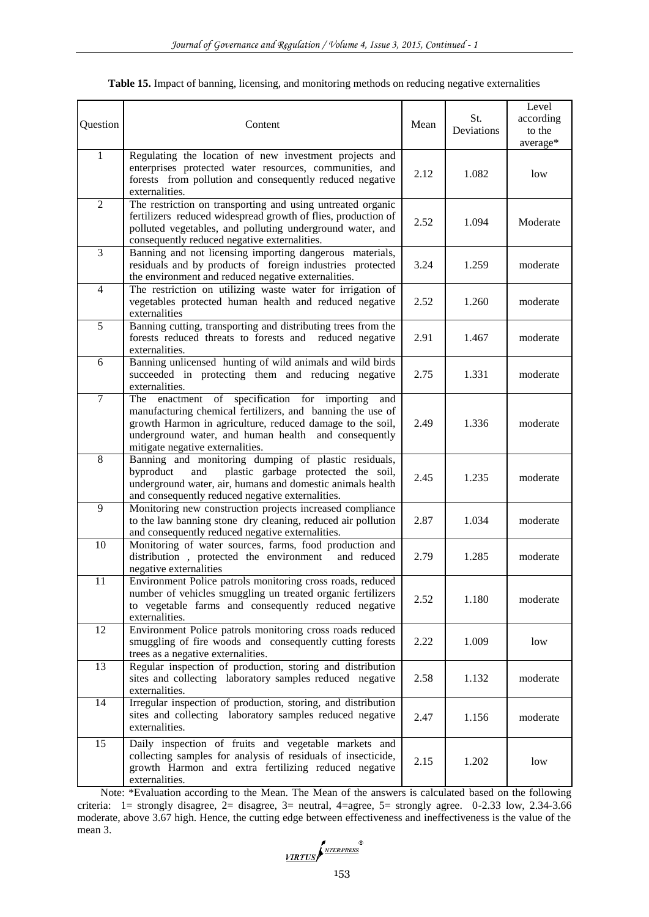**Table 15.** Impact of banning, licensing, and monitoring methods on reducing negative externalities

| Question | Content | Mean | St. Deviations | Level according to the average* |
|---|---|---|---|---|
| 1 | Regulating the location of new investment projects and enterprises protected water resources, communities, and forests from pollution and consequently reduced negative externalities. | 2.12 | 1.082 | low |
| 2 | The restriction on transporting and using untreated organic fertilizers reduced widespread growth of flies, production of polluted vegetables, and polluting underground water, and consequently reduced negative externalities. | 2.52 | 1.094 | Moderate |
| 3 | Banning and not licensing importing dangerous materials, residuals and by products of foreign industries protected the environment and reduced negative externalities. | 3.24 | 1.259 | moderate |
| 4 | The restriction on utilizing waste water for irrigation of vegetables protected human health and reduced negative externalities | 2.52 | 1.260 | moderate |
| 5 | Banning cutting, transporting and distributing trees from the forests reduced threats to forests and reduced negative externalities. | 2.91 | 1.467 | moderate |
| 6 | Banning unlicensed hunting of wild animals and wild birds succeeded in protecting them and reducing negative externalities. | 2.75 | 1.331 | moderate |
| 7 | The enactment of specification for importing and manufacturing chemical fertilizers, and banning the use of growth Harmon in agriculture, reduced damage to the soil, underground water, and human health and consequently mitigate negative externalities. | 2.49 | 1.336 | moderate |
| 8 | Banning and monitoring dumping of plastic residuals, byproduct and plastic garbage protected the soil, underground water, air, humans and domestic animals health and consequently reduced negative externalities. | 2.45 | 1.235 | moderate |
| 9 | Monitoring new construction projects increased compliance to the law banning stone dry cleaning, reduced air pollution and consequently reduced negative externalities. | 2.87 | 1.034 | moderate |
| 10 | Monitoring of water sources, farms, food production and distribution , protected the environment and reduced negative externalities | 2.79 | 1.285 | moderate |
| 11 | Environment Police patrols monitoring cross roads, reduced number of vehicles smuggling un treated organic fertilizers to vegetable farms and consequently reduced negative externalities. | 2.52 | 1.180 | moderate |
| 12 | Environment Police patrols monitoring cross roads reduced smuggling of fire woods and consequently cutting forests trees as a negative externalities. | 2.22 | 1.009 | low |
| 13 | Regular inspection of production, storing and distribution sites and collecting laboratory samples reduced negative externalities. | 2.58 | 1.132 | moderate |
| 14 | Irregular inspection of production, storing, and distribution sites and collecting laboratory samples reduced negative externalities. | 2.47 | 1.156 | moderate |
| 15 | Daily inspection of fruits and vegetable markets and collecting samples for analysis of residuals of insecticide, growth Harmon and extra fertilizing reduced negative externalities. | 2.15 | 1.202 | low |

Note: *Evaluation according to the Mean. The Mean of the answers is calculated based on the following criteria: 1= strongly disagree, 2= disagree, 3= neutral, 4=agree, 5= strongly agree. 0-2.33 low, 2.34-3.66 moderate, above 3.67 high. Hence, the cutting edge between effectiveness and ineffectiveness is the value of the mean 3.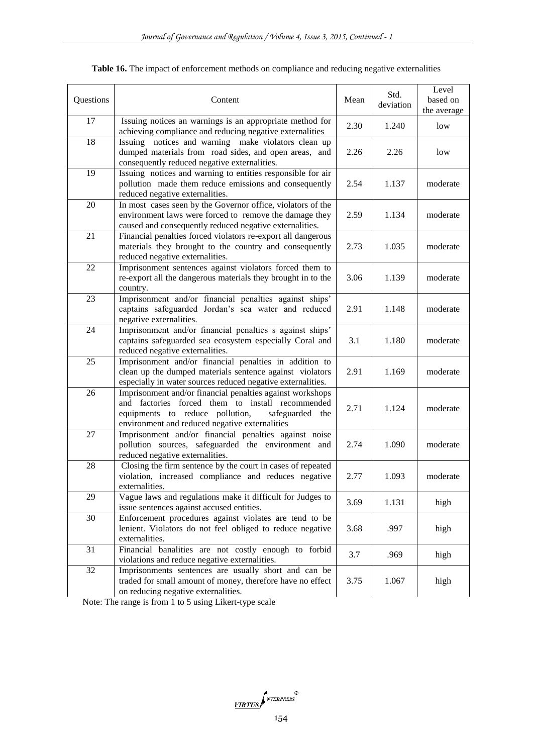**Table 16.** The impact of enforcement methods on compliance and reducing negative externalities

| Questions | Content | Mean | Std. deviation | Level based on the average |
|---|---|---|---|---|
| 17 | Issuing notices an warnings is an appropriate method for achieving compliance and reducing negative externalities | 2.30 | 1.240 | low |
| 18 | Issuing notices and warning make violators clean up dumped materials from road sides, and open areas, and consequently reduced negative externalities. | 2.26 | 2.26 | low |
| 19 | Issuing notices and warning to entities responsible for air pollution made them reduce emissions and consequently reduced negative externalities. | 2.54 | 1.137 | moderate |
| 20 | In most cases seen by the Governor office, violators of the environment laws were forced to remove the damage they caused and consequently reduced negative externalities. | 2.59 | 1.134 | moderate |
| 21 | Financial penalties forced violators re-export all dangerous materials they brought to the country and consequently reduced negative externalities. | 2.73 | 1.035 | moderate |
| 22 | Imprisonment sentences against violators forced them to re-export all the dangerous materials they brought in to the country. | 3.06 | 1.139 | moderate |
| 23 | Imprisonment and/or financial penalties against ships' captains safeguarded Jordan's sea water and reduced negative externalities. | 2.91 | 1.148 | moderate |
| 24 | Imprisonment and/or financial penalties s against ships' captains safeguarded sea ecosystem especially Coral and reduced negative externalities. | 3.1 | 1.180 | moderate |
| 25 | Imprisonment and/or financial penalties in addition to clean up the dumped materials sentence against violators especially in water sources reduced negative externalities. | 2.91 | 1.169 | moderate |
| 26 | Imprisonment and/or financial penalties against workshops and factories forced them to install recommended equipments to reduce pollution, safeguarded the environment and reduced negative externalities | 2.71 | 1.124 | moderate |
| 27 | Imprisonment and/or financial penalties against noise pollution sources, safeguarded the environment and reduced negative externalities. | 2.74 | 1.090 | moderate |
| 28 | Closing the firm sentence by the court in cases of repeated violation, increased compliance and reduces negative externalities. | 2.77 | 1.093 | moderate |
| 29 | Vague laws and regulations make it difficult for Judges to issue sentences against accused entities. | 3.69 | 1.131 | high |
| 30 | Enforcement procedures against violates are tend to be lenient. Violators do not feel obliged to reduce negative externalities. | 3.68 | .997 | high |
| 31 | Financial banalities are not costly enough to forbid violations and reduce negative externalities. | 3.7 | .969 | high |
| 32 | Imprisonments sentences are usually short and can be traded for small amount of money, therefore have no effect on reducing negative externalities. | 3.75 | 1.067 | high |

Note: The range is from 1 to 5 using Likert-type scale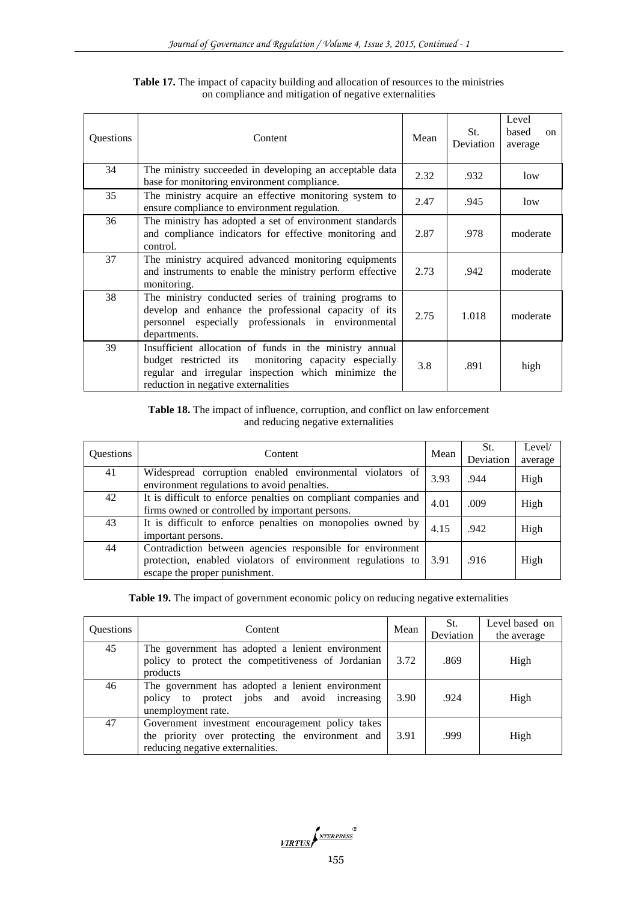**Table 17.** The impact of capacity building and allocation of resources to the ministries on compliance and mitigation of negative externalities

| Questions | Content | Mean | St. Deviation | Level based on average |
|---|---|---|---|---|
| 34 | The ministry succeeded in developing an acceptable data base for monitoring environment compliance. | 2.32 | .932 | low |
| 35 | The ministry acquire an effective monitoring system to ensure compliance to environment regulation. | 2.47 | .945 | low |
| 36 | The ministry has adopted a set of environment standards and compliance indicators for effective monitoring and control. | 2.87 | .978 | moderate |
| 37 | The ministry acquired advanced monitoring equipments and instruments to enable the ministry perform effective monitoring. | 2.73 | .942 | moderate |
| 38 | The ministry conducted series of training programs to develop and enhance the professional capacity of its personnel especially professionals in environmental departments. | 2.75 | 1.018 | moderate |
| 39 | Insufficient allocation of funds in the ministry annual budget restricted its monitoring capacity especially regular and irregular inspection which minimize the reduction in negative externalities | 3.8 | .891 | high |

**Table 18.** The impact of influence, corruption, and conflict on law enforcement and reducing negative externalities

| Questions | Content | Mean | St. Deviation | Level/ average |
|---|---|---|---|---|
| 41 | Widespread corruption enabled environmental violators of environment regulations to avoid penalties. | 3.93 | .944 | High |
| 42 | It is difficult to enforce penalties on compliant companies and firms owned or controlled by important persons. | 4.01 | .009 | High |
| 43 | It is difficult to enforce penalties on monopolies owned by important persons. | 4.15 | .942 | High |
| 44 | Contradiction between agencies responsible for environment protection, enabled violators of environment regulations to escape the proper punishment. | 3.91 | .916 | High |

**Table 19.** The impact of government economic policy on reducing negative externalities

| Questions | Content | Mean | St. Deviation | Level based on the average |
|---|---|---|---|---|
| 45 | The government has adopted a lenient environment policy to protect the competitiveness of Jordanian products | 3.72 | .869 | High |
| 46 | The government has adopted a lenient environment policy to protect jobs and avoid increasing unemployment rate. | 3.90 | .924 | High |
| 47 | Government investment encouragement policy takes the priority over protecting the environment and reducing negative externalities. | 3.91 | .999 | High |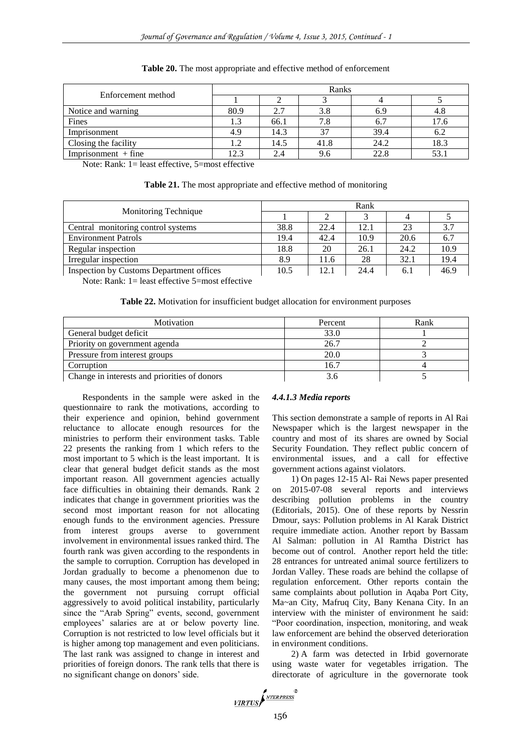**Table 20.** The most appropriate and effective method of enforcement

| Enforcement method | Ranks | | | | |
|---|---|---|---|---|---|
| | 1 | 2 | 3 | 4 | 5 |
| Notice and warning | 80.9 | 2.7 | 3.8 | 6.9 | 4.8 |
| Fines | 1.3 | 66.1 | 7.8 | 6.7 | 17.6 |
| Imprisonment | 4.9 | 14.3 | 37 | 39.4 | 6.2 |
| Closing the facility | 1.2 | 14.5 | 41.8 | 24.2 | 18.3 |
| Imprisonment + fine | 12.3 | 2.4 | 9.6 | 22.8 | 53.1 |

Note: Rank: 1= least effective, 5=most effective

**Table 21.** The most appropriate and effective method of monitoring

| Monitoring Technique | Rank | | | | |
|---|---|---|---|---|---|
| | 1 | 2 | 3 | 4 | 5 |
| Central monitoring control systems | 38.8 | 22.4 | 12.1 | 23 | 3.7 |
| Environment Patrols | 19.4 | 42.4 | 10.9 | 20.6 | 6.7 |
| Regular inspection | 18.8 | 20 | 26.1 | 24.2 | 10.9 |
| Irregular inspection | 8.9 | 11.6 | 28 | 32.1 | 19.4 |
| Inspection by Customs Department offices | 10.5 | 12.1 | 24.4 | 6.1 | 46.9 |

Note: Rank: 1= least effective 5=most effective

**Table 22.** Motivation for insufficient budget allocation for environment purposes

| Motivation | Percent | Rank |
|---|---|---|
| General budget deficit | 33.0 | 1 |
| Priority on government agenda | 26.7 | 2 |
| Pressure from interest groups | 20.0 | 3 |
| Corruption | 16.7 | 4 |
| Change in interests and priorities of donors | 3.6 | 5 |

Respondents in the sample were asked in the questionnaire to rank the motivations, according to their experience and opinion, behind government reluctance to allocate enough resources for the ministries to perform their environment tasks. Table 22 presents the ranking from 1 which refers to the most important to 5 which is the least important. It is clear that general budget deficit stands as the most important reason. All government agencies actually face difficulties in obtaining their demands. Rank 2 indicates that change in government priorities was the second most important reason for not allocating enough funds to the environment agencies. Pressure from interest groups averse to government involvement in environmental issues ranked third. The fourth rank was given according to the respondents in the sample to corruption. Corruption has developed in Jordan gradually to become a phenomenon due to many causes, the most important among them being; the government not pursuing corrupt official aggressively to avoid political instability, particularly since the "Arab Spring" events, second, government employees' salaries are at or below poverty line. Corruption is not restricted to low level officials but it is higher among top management and even politicians. The last rank was assigned to change in interest and priorities of foreign donors. The rank tells that there is no significant change on donors' side.

#### *4.4.1.3 Media reports*

This section demonstrate a sample of reports in Al Rai Newspaper which is the largest newspaper in the country and most of its shares are owned by Social Security Foundation. They reflect public concern of environmental issues, and a call for effective government actions against violators.

1) On pages 12-15 Al- Rai News paper presented on 2015-07-08 several reports and interviews describing pollution problems in the country (Editorials, 2015). One of these reports by Nessrin Dmour, says: Pollution problems in Al Karak District require immediate action. Another report by Bassam Al Salman: pollution in Al Ramtha District has become out of control. Another report held the title: 28 entrances for untreated animal source fertilizers to Jordan Valley. These roads are behind the collapse of regulation enforcement. Other reports contain the same complaints about pollution in Aqaba Port City, Ma~an City, Mafruq City, Bany Kenana City. In an interview with the minister of environment he said: "Poor coordination, inspection, monitoring, and weak law enforcement are behind the observed deterioration in environment conditions.

2) A farm was detected in Irbid governorate using waste water for vegetables irrigation. The directorate of agriculture in the governorate took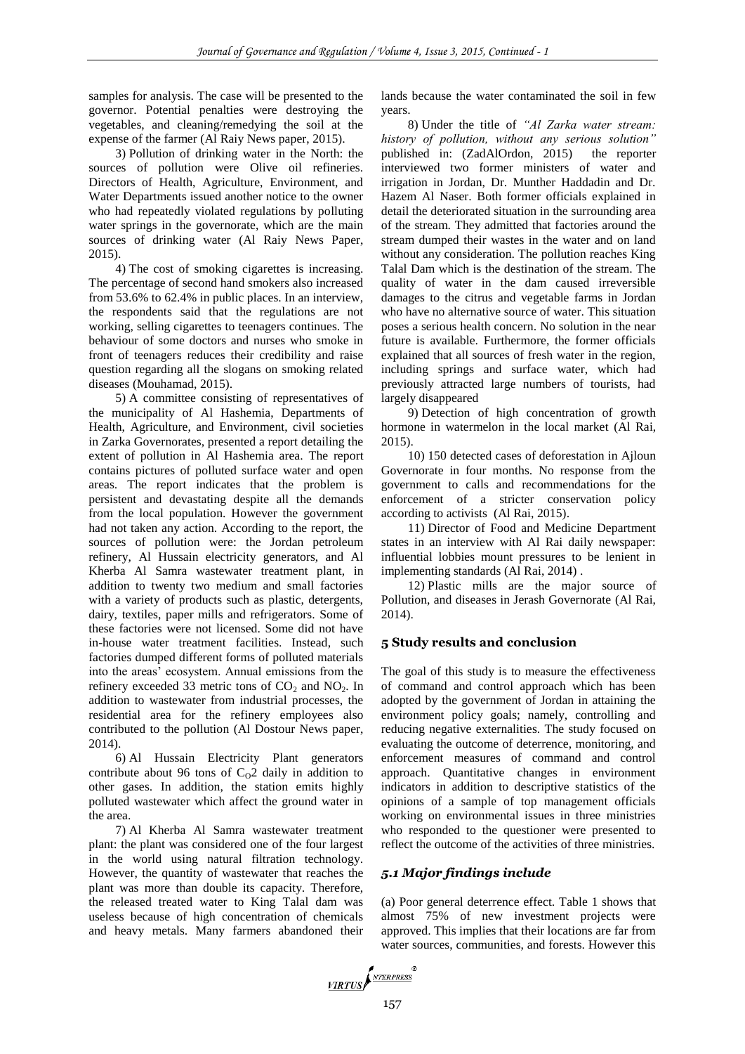samples for analysis. The case will be presented to the governor. Potential penalties were destroying the vegetables, and cleaning/remedying the soil at the expense of the farmer (Al Raiy News paper, 2015).

3) Pollution of drinking water in the North: the sources of pollution were Olive oil refineries. Directors of Health, Agriculture, Environment, and Water Departments issued another notice to the owner who had repeatedly violated regulations by polluting water springs in the governorate, which are the main sources of drinking water (Al Raiy News Paper, 2015).

4) The cost of smoking cigarettes is increasing. The percentage of second hand smokers also increased from 53.6% to 62.4% in public places. In an interview, the respondents said that the regulations are not working, selling cigarettes to teenagers continues. The behaviour of some doctors and nurses who smoke in front of teenagers reduces their credibility and raise question regarding all the slogans on smoking related diseases (Mouhamad, 2015).

5) A committee consisting of representatives of the municipality of Al Hashemia, Departments of Health, Agriculture, and Environment, civil societies in Zarka Governorates, presented a report detailing the extent of pollution in Al Hashemia area. The report contains pictures of polluted surface water and open areas. The report indicates that the problem is persistent and devastating despite all the demands from the local population. However the government had not taken any action. According to the report, the sources of pollution were: the Jordan petroleum refinery, Al Hussain electricity generators, and Al Kherba Al Samra wastewater treatment plant, in addition to twenty two medium and small factories with a variety of products such as plastic, detergents, dairy, textiles, paper mills and refrigerators. Some of these factories were not licensed. Some did not have in-house water treatment facilities. Instead, such factories dumped different forms of polluted materials into the areas' ecosystem. Annual emissions from the refinery exceeded 33 metric tons of $CO_2$ and $NO_2$. In addition to wastewater from industrial processes, the residential area for the refinery employees also contributed to the pollution (Al Dostour News paper, 2014).

6) Al Hussain Electricity Plant generators contribute about 96 tons of $C_O2$ daily in addition to other gases. In addition, the station emits highly polluted wastewater which affect the ground water in the area.

7) Al Kherba Al Samra wastewater treatment plant: the plant was considered one of the four largest in the world using natural filtration technology. However, the quantity of wastewater that reaches the plant was more than double its capacity. Therefore, the released treated water to King Talal dam was useless because of high concentration of chemicals and heavy metals. Many farmers abandoned their lands because the water contaminated the soil in few years.

8) Under the title of *"Al Zarka water stream: history of pollution, without any serious solution"* published in: (ZadAlOrdon, 2015) the reporter interviewed two former ministers of water and irrigation in Jordan, Dr. Munther Haddadin and Dr. Hazem Al Naser. Both former officials explained in detail the deteriorated situation in the surrounding area of the stream. They admitted that factories around the stream dumped their wastes in the water and on land without any consideration. The pollution reaches King Talal Dam which is the destination of the stream. The quality of water in the dam caused irreversible damages to the citrus and vegetable farms in Jordan who have no alternative source of water. This situation poses a serious health concern. No solution in the near future is available. Furthermore, the former officials explained that all sources of fresh water in the region, including springs and surface water, which had previously attracted large numbers of tourists, had largely disappeared

9) Detection of high concentration of growth hormone in watermelon in the local market (Al Rai, 2015).

10) 150 detected cases of deforestation in Ajloun Governorate in four months. No response from the government to calls and recommendations for the enforcement of a stricter conservation policy according to activists (Al Rai, 2015).

11) Director of Food and Medicine Department states in an interview with Al Rai daily newspaper: influential lobbies mount pressures to be lenient in implementing standards (Al Rai, 2014) .

12) Plastic mills are the major source of Pollution, and diseases in Jerash Governorate (Al Rai, 2014).

## 5 Study results and conclusion

The goal of this study is to measure the effectiveness of command and control approach which has been adopted by the government of Jordan in attaining the environment policy goals; namely, controlling and reducing negative externalities. The study focused on evaluating the outcome of deterrence, monitoring, and enforcement measures of command and control approach. Quantitative changes in environment indicators in addition to descriptive statistics of the opinions of a sample of top management officials working on environmental issues in three ministries who responded to the questioner were presented to reflect the outcome of the activities of three ministries.

### *5.1 Major findings include*

(a) Poor general deterrence effect. Table 1 shows that almost 75% of new investment projects were approved. This implies that their locations are far from water sources, communities, and forests. However this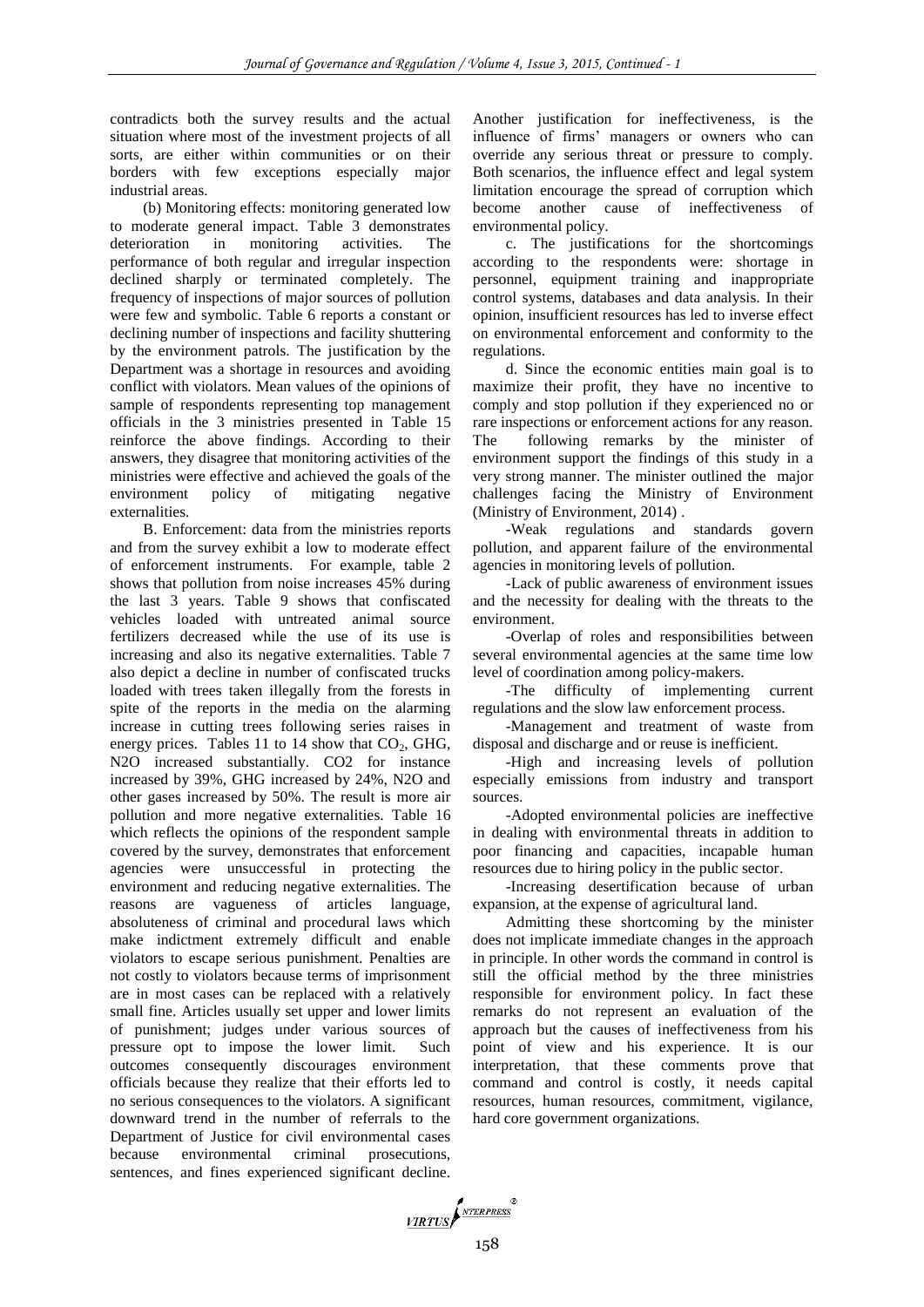contradicts both the survey results and the actual situation where most of the investment projects of all sorts, are either within communities or on their borders with few exceptions especially major industrial areas.

(b) Monitoring effects: monitoring generated low to moderate general impact. Table 3 demonstrates deterioration in monitoring activities. The performance of both regular and irregular inspection declined sharply or terminated completely. The frequency of inspections of major sources of pollution were few and symbolic. Table 6 reports a constant or declining number of inspections and facility shuttering by the environment patrols. The justification by the Department was a shortage in resources and avoiding conflict with violators. Mean values of the opinions of sample of respondents representing top management officials in the 3 ministries presented in Table 15 reinforce the above findings. According to their answers, they disagree that monitoring activities of the ministries were effective and achieved the goals of the environment policy of mitigating negative externalities.

B. Enforcement: data from the ministries reports and from the survey exhibit a low to moderate effect of enforcement instruments. For example, table 2 shows that pollution from noise increases 45% during the last 3 years. Table 9 shows that confiscated vehicles loaded with untreated animal source fertilizers decreased while the use of its use is increasing and also its negative externalities. Table 7 also depict a decline in number of confiscated trucks loaded with trees taken illegally from the forests in spite of the reports in the media on the alarming increase in cutting trees following series raises in energy prices. Tables 11 to 14 show that $CO_2$, GHG, N2O increased substantially. CO2 for instance increased by 39%, GHG increased by 24%, N2O and other gases increased by 50%. The result is more air pollution and more negative externalities. Table 16 which reflects the opinions of the respondent sample covered by the survey, demonstrates that enforcement agencies were unsuccessful in protecting the environment and reducing negative externalities. The reasons are vagueness of articles language, absoluteness of criminal and procedural laws which make indictment extremely difficult and enable violators to escape serious punishment. Penalties are not costly to violators because terms of imprisonment are in most cases can be replaced with a relatively small fine. Articles usually set upper and lower limits of punishment; judges under various sources of pressure opt to impose the lower limit. Such outcomes consequently discourages environment officials because they realize that their efforts led to no serious consequences to the violators. A significant downward trend in the number of referrals to the Department of Justice for civil environmental cases because environmental criminal prosecutions, sentences, and fines experienced significant decline. Another justification for ineffectiveness, is the influence of firms' managers or owners who can override any serious threat or pressure to comply. Both scenarios, the influence effect and legal system limitation encourage the spread of corruption which become another cause of ineffectiveness of environmental policy.

c. The justifications for the shortcomings according to the respondents were: shortage in personnel, equipment training and inappropriate control systems, databases and data analysis. In their opinion, insufficient resources has led to inverse effect on environmental enforcement and conformity to the regulations.

d. Since the economic entities main goal is to maximize their profit, they have no incentive to comply and stop pollution if they experienced no or rare inspections or enforcement actions for any reason. The following remarks by the minister of environment support the findings of this study in a very strong manner. The minister outlined the major challenges facing the Ministry of Environment (Ministry of Environment, 2014) .

-Weak regulations and standards govern pollution, and apparent failure of the environmental agencies in monitoring levels of pollution.

-Lack of public awareness of environment issues and the necessity for dealing with the threats to the environment.

-Overlap of roles and responsibilities between several environmental agencies at the same time low level of coordination among policy-makers.

-The difficulty of implementing current regulations and the slow law enforcement process.

-Management and treatment of waste from disposal and discharge and or reuse is inefficient.

-High and increasing levels of pollution especially emissions from industry and transport sources.

-Adopted environmental policies are ineffective in dealing with environmental threats in addition to poor financing and capacities, incapable human resources due to hiring policy in the public sector.

-Increasing desertification because of urban expansion, at the expense of agricultural land.

Admitting these shortcoming by the minister does not implicate immediate changes in the approach in principle. In other words the command in control is still the official method by the three ministries responsible for environment policy. In fact these remarks do not represent an evaluation of the approach but the causes of ineffectiveness from his point of view and his experience. It is our interpretation, that these comments prove that command and control is costly, it needs capital resources, human resources, commitment, vigilance, hard core government organizations.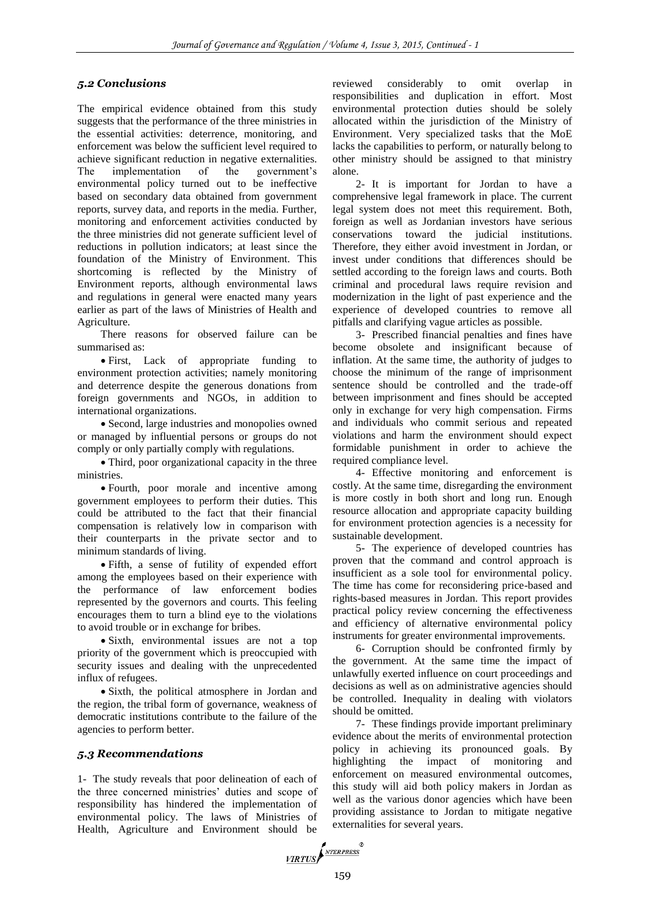### *5.2 Conclusions*

The empirical evidence obtained from this study suggests that the performance of the three ministries in the essential activities: deterrence, monitoring, and enforcement was below the sufficient level required to achieve significant reduction in negative externalities. The implementation of the government's environmental policy turned out to be ineffective based on secondary data obtained from government reports, survey data, and reports in the media. Further, monitoring and enforcement activities conducted by the three ministries did not generate sufficient level of reductions in pollution indicators; at least since the foundation of the Ministry of Environment. This shortcoming is reflected by the Ministry of Environment reports, although environmental laws and regulations in general were enacted many years earlier as part of the laws of Ministries of Health and Agriculture.

There reasons for observed failure can be summarised as:

- First, Lack of appropriate funding to environment protection activities; namely monitoring and deterrence despite the generous donations from foreign governments and NGOs, in addition to international organizations.
- Second, large industries and monopolies owned or managed by influential persons or groups do not comply or only partially comply with regulations.
- Third, poor organizational capacity in the three ministries.
- Fourth, poor morale and incentive among government employees to perform their duties. This could be attributed to the fact that their financial compensation is relatively low in comparison with their counterparts in the private sector and to minimum standards of living.
- Fifth, a sense of futility of expended effort among the employees based on their experience with the performance of law enforcement bodies represented by the governors and courts. This feeling encourages them to turn a blind eye to the violations to avoid trouble or in exchange for bribes.
- Sixth, environmental issues are not a top priority of the government which is preoccupied with security issues and dealing with the unprecedented influx of refugees.
- Sixth, the political atmosphere in Jordan and the region, the tribal form of governance, weakness of democratic institutions contribute to the failure of the agencies to perform better.

### *5.3 Recommendations*

1- The study reveals that poor delineation of each of the three concerned ministries' duties and scope of responsibility has hindered the implementation of environmental policy. The laws of Ministries of Health, Agriculture and Environment should be reviewed considerably to omit overlap in responsibilities and duplication in effort. Most environmental protection duties should be solely allocated within the jurisdiction of the Ministry of Environment. Very specialized tasks that the MoE lacks the capabilities to perform, or naturally belong to other ministry should be assigned to that ministry alone.

2- It is important for Jordan to have a comprehensive legal framework in place. The current legal system does not meet this requirement. Both, foreign as well as Jordanian investors have serious conservations toward the judicial institutions. Therefore, they either avoid investment in Jordan, or invest under conditions that differences should be settled according to the foreign laws and courts. Both criminal and procedural laws require revision and modernization in the light of past experience and the experience of developed countries to remove all pitfalls and clarifying vague articles as possible.

3- Prescribed financial penalties and fines have become obsolete and insignificant because of inflation. At the same time, the authority of judges to choose the minimum of the range of imprisonment sentence should be controlled and the trade-off between imprisonment and fines should be accepted only in exchange for very high compensation. Firms and individuals who commit serious and repeated violations and harm the environment should expect formidable punishment in order to achieve the required compliance level.

4- Effective monitoring and enforcement is costly. At the same time, disregarding the environment is more costly in both short and long run. Enough resource allocation and appropriate capacity building for environment protection agencies is a necessity for sustainable development.

5- The experience of developed countries has proven that the command and control approach is insufficient as a sole tool for environmental policy. The time has come for reconsidering price-based and rights-based measures in Jordan. This report provides practical policy review concerning the effectiveness and efficiency of alternative environmental policy instruments for greater environmental improvements.

6- Corruption should be confronted firmly by the government. At the same time the impact of unlawfully exerted influence on court proceedings and decisions as well as on administrative agencies should be controlled. Inequality in dealing with violators should be omitted.

7- These findings provide important preliminary evidence about the merits of environmental protection policy in achieving its pronounced goals. By highlighting the impact of monitoring and enforcement on measured environmental outcomes, this study will aid both policy makers in Jordan as well as the various donor agencies which have been providing assistance to Jordan to mitigate negative externalities for several years.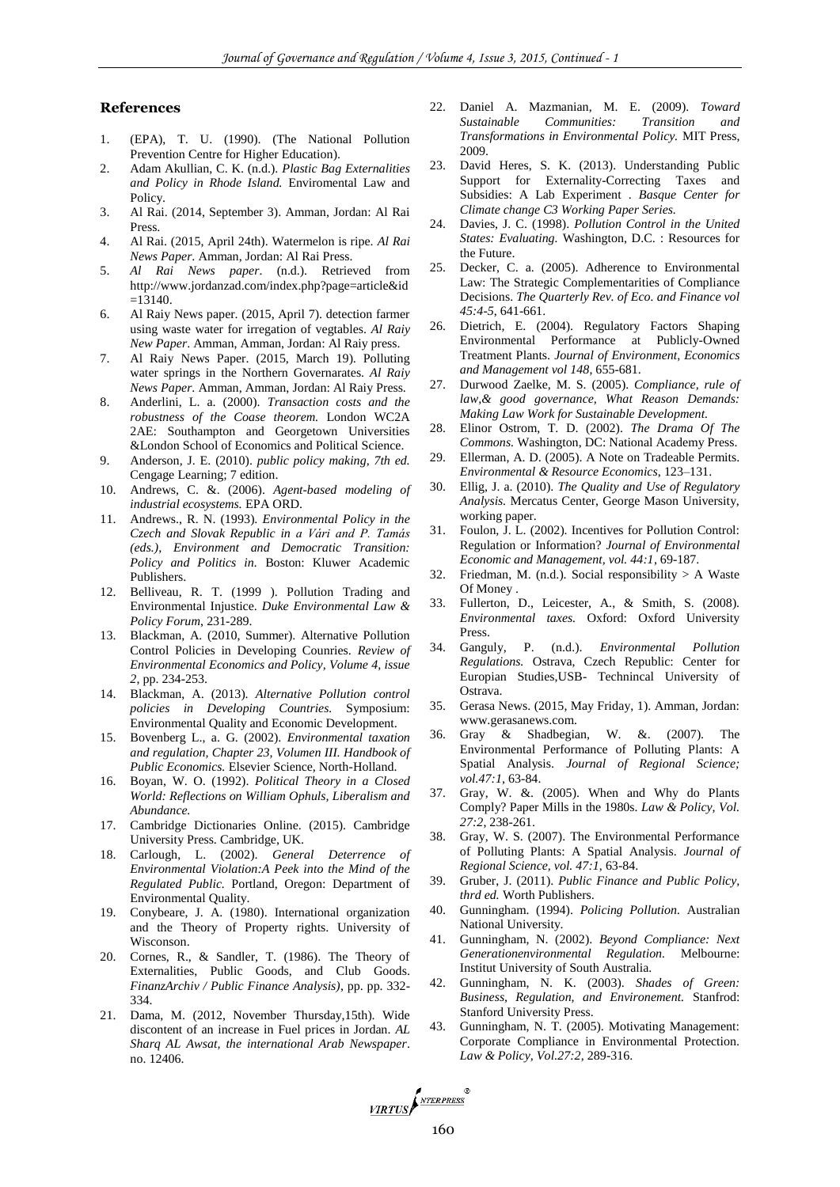## References

1. (EPA), T. U. (1990). (The National Pollution Prevention Centre for Higher Education).
2. Adam Akullian, C. K. (n.d.). *Plastic Bag Externalities and Policy in Rhode Island.* Enviromental Law and Policy.
3. Al Rai. (2014, September 3). Amman, Jordan: Al Rai Press.
4. Al Rai. (2015, April 24th). Watermelon is ripe. *Al Rai News Paper*. Amman, Jordan: Al Rai Press.
5. *Al Rai News paper*. (n.d.). Retrieved from http://www.jordanzad.com/index.php?page=article&id=13140.
6. Al Raiy News paper. (2015, April 7). detection farmer using waste water for irregation of vegtables. *Al Raiy New Paper*. Amman, Amman, Jordan: Al Raiy press.
7. Al Raiy News Paper. (2015, March 19). Polluting water springs in the Northern Governarates. *Al Raiy News Paper.* Amman, Amman, Jordan: Al Raiy Press.
8. Anderlini, L. a. (2000). *Transaction costs and the robustness of the Coase theorem.* London WC2A 2AE: Southampton and Georgetown Universities &London School of Economics and Political Science.
9. Anderson, J. E. (2010). *public policy making, 7th ed.* Cengage Learning; 7 edition.
10. Andrews, C. &. (2006). *Agent-based modeling of industrial ecosystems.* EPA ORD.
11. Andrews., R. N. (1993). *Environmental Policy in the Czech and Slovak Republic in a Vári and P. Tamás (eds.), Environment and Democratic Transition: Policy and Politics in.* Boston: Kluwer Academic Publishers.
12. Belliveau, R. T. (1999 ). Pollution Trading and Environmental Injustice. *Duke Environmental Law & Policy Forum*, 231-289.
13. Blackman, A. (2010, Summer). Alternative Pollution Control Policies in Developing Counries. *Review of Environmental Economics and Policy, Volume 4, issue 2*, pp. 234-253.
14. Blackman, A. (2013). *Alternative Pollution control policies in Developing Countries.* Symposium: Environmental Quality and Economic Development.
15. Bovenberg L., a. G. (2002). *Environmental taxation and regulation, Chapter 23, Volumen III. Handbook of Public Economics.* Elsevier Science, North-Holland.
16. Boyan, W. O. (1992). *Political Theory in a Closed World: Reflections on William Ophuls, Liberalism and Abundance.*
17. Cambridge Dictionaries Online. (2015). Cambridge University Press. Cambridge, UK.
18. Carlough, L. (2002). *General Deterrence of Environmental Violation:A Peek into the Mind of the Regulated Public.* Portland, Oregon: Department of Environmental Quality.
19. Conybeare, J. A. (1980). International organization and the Theory of Property rights. University of Wisconson.
20. Cornes, R., & Sandler, T. (1986). The Theory of Externalities, Public Goods, and Club Goods. *FinanzArchiv / Public Finance Analysis)*, pp. pp. 332-334.
21. Dama, M. (2012, November Thursday,15th). Wide discontent of an increase in Fuel prices in Jordan. *AL Sharq AL Awsat, the international Arab Newspaper*. no. 12406.
22. Daniel A. Mazmanian, M. E. (2009). *Toward Sustainable Communities: Transition and Transformations in Environmental Policy.* MIT Press, 2009.
23. David Heres, S. K. (2013). Understanding Public Support for Externality-Correcting Taxes and Subsidies: A Lab Experiment . *Basque Center for Climate change C3 Working Paper Series.*
24. Davies, J. C. (1998). *Pollution Control in the United States: Evaluating.* Washington, D.C. : Resources for the Future.
25. Decker, C. a. (2005). Adherence to Environmental Law: The Strategic Complementarities of Compliance Decisions. *The Quarterly Rev. of Eco. and Finance vol 45:4-5*, 641-661.
26. Dietrich, E. (2004). Regulatory Factors Shaping Environmental Performance at Publicly-Owned Treatment Plants. *Journal of Environment, Economics and Management vol 148*, 655-681.
27. Durwood Zaelke, M. S. (2005). *Compliance, rule of law,& good governance, What Reason Demands: Making Law Work for Sustainable Development.*
28. Elinor Ostrom, T. D. (2002). *The Drama Of The Commons.* Washington, DC: National Academy Press.
29. Ellerman, A. D. (2005). A Note on Tradeable Permits. *Environmental & Resource Economics*, 123–131.
30. Ellig, J. a. (2010). *The Quality and Use of Regulatory Analysis.* Mercatus Center, George Mason University, working paper.
31. Foulon, J. L. (2002). Incentives for Pollution Control: Regulation or Information? *Journal of Environmental Economic and Management, vol. 44:1*, 69-187.
32. Friedman, M. (n.d.). Social responsibility > A Waste Of Money .
33. Fullerton, D., Leicester, A., & Smith, S. (2008). *Environmental taxes.* Oxford: Oxford University Press.
34. Ganguly, P. (n.d.). *Environmental Pollution Regulations.* Ostrava, Czech Republic: Center for Europian Studies,USB- Technincal University of Ostrava.
35. Gerasa News. (2015, May Friday, 1). Amman, Jordan: www.gerasanews.com.
36. Gray & Shadbegian, W. &. (2007). The Environmental Performance of Polluting Plants: A Spatial Analysis. *Journal of Regional Science; vol.47:1*, 63-84.
37. Gray, W. &. (2005). When and Why do Plants Comply? Paper Mills in the 1980s. *Law & Policy, Vol. 27:2*, 238-261.
38. Gray, W. S. (2007). The Environmental Performance of Polluting Plants: A Spatial Analysis. *Journal of Regional Science, vol. 47:1*, 63-84.
39. Gruber, J. (2011). *Public Finance and Public Policy, thrd ed.* Worth Publishers.
40. Gunningham. (1994). *Policing Pollution.* Australian National University.
41. Gunningham, N. (2002). *Beyond Compliance: Next Generationenvironmental Regulation.* Melbourne: Institut University of South Australia.
42. Gunningham, N. K. (2003). *Shades of Green: Business, Regulation, and Environement.* Stanfrod: Stanford University Press.
43. Gunningham, N. T. (2005). Motivating Management: Corporate Compliance in Environmental Protection. *Law & Policy, Vol.27:2*, 289-316.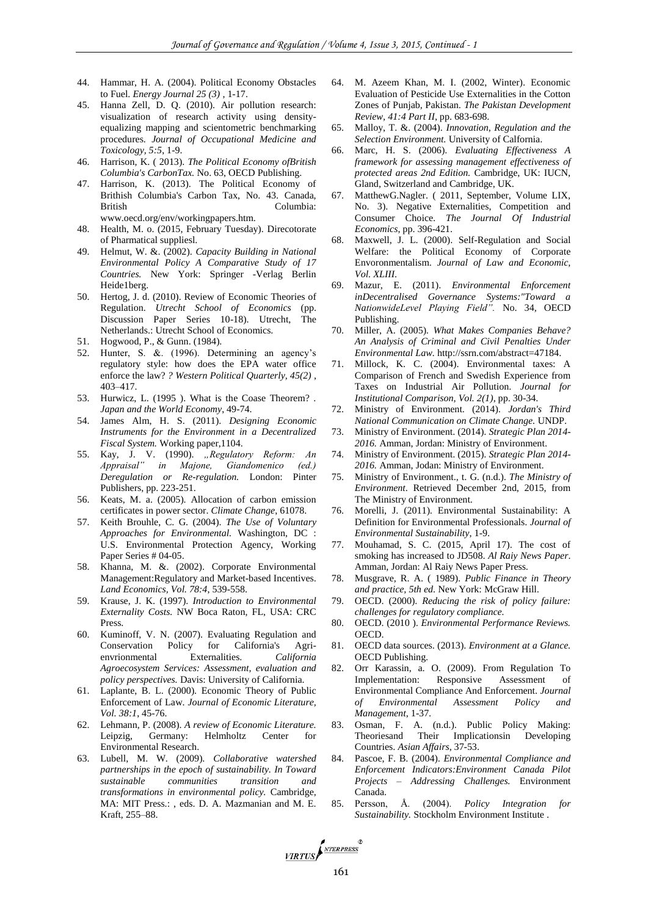44. Hammar, H. A. (2004). Political Economy Obstacles to Fuel. *Energy Journal 25 (3)* , 1-17.
45. Hanna Zell, D. Q. (2010). Air pollution research: visualization of research activity using density-equalizing mapping and scientometric benchmarking procedures. *Journal of Occupational Medicine and Toxicology, 5:5*, 1-9.
46. Harrison, K. ( 2013). *The Political Economy ofBritish Columbia's CarbonTax.* No. 63, OECD Publishing.
47. Harrison, K. (2013). The Political Economy of Brithish Columbia's Carbon Tax, No. 43. Canada, British Columbia: www.oecd.org/env/workingpapers.htm.
48. Health, M. o. (2015, February Tuesday). Direcotorate of Pharmatical suppliesl.
49. Helmut, W. &. (2002). *Capacity Building in National Environmental Policy A Comparative Study of 17 Countries.* New York: Springer -Verlag Berlin Heide1berg.
50. Hertog, J. d. (2010). Review of Economic Theories of Regulation. *Utrecht School of Economics* (pp. Discussion Paper Series 10-18). Utrecht, The Netherlands.: Utrecht School of Economics.
51. Hogwood, P., & Gunn. (1984).
52. Hunter, S. &. (1996). Determining an agency's regulatory style: how does the EPA water office enforce the law? *? Western Political Quarterly, 45(2)* , 403–417.
53. Hurwicz, L. (1995 ). What is the Coase Theorem? . *Japan and the World Economy*, 49-74.
54. James Alm, H. S. (2011). *Designing Economic Instruments for the Environment in a Decentralized Fiscal System.* Working paper,1104.
55. Kay, J. V. (1990). *„Regulatory Reform: An Appraisal" in Majone, Giandomenico (ed.) Deregulation or Re-regulation.* London: Pinter Publishers, pp. 223-251.
56. Keats, M. a. (2005). Allocation of carbon emission certificates in power sector. *Climate Change*, 61078.
57. Keith Brouhle, C. G. (2004). *The Use of Voluntary Approaches for Environmental.* Washington, DC : U.S. Environmental Protection Agency, Working Paper Series # 04-05.
58. Khanna, M. &. (2002). Corporate Environmental Management:Regulatory and Market-based Incentives. *Land Economics, Vol. 78:4*, 539-558.
59. Krause, J. K. (1997). *Introduction to Environmental Externality Costs.* NW Boca Raton, FL, USA: CRC Press.
60. Kuminoff, V. N. (2007). Evaluating Regulation and Conservation Policy for California's Agri-envrionmental Externalities. *California Agroecosystem Services: Assessment, evaluation and policy perspectives.* Davis: University of California.
61. Laplante, B. L. (2000). Economic Theory of Public Enforcement of Law. *Journal of Economic Literature, Vol. 38:1*, 45-76.
62. Lehmann, P. (2008). *A review of Economic Literature.* Leipzig, Germany: Helmholtz Center for Environmental Research.
63. Lubell, M. W. (2009). *Collaborative watershed partnerships in the epoch of sustainability. In Toward sustainable communities transition and transformations in environmental policy.* Cambridge, MA: MIT Press.: , eds. D. A. Mazmanian and M. E. Kraft, 255–88.
64. M. Azeem Khan, M. I. (2002, Winter). Economic Evaluation of Pesticide Use Externalities in the Cotton Zones of Punjab, Pakistan. *The Pakistan Development Review, 41:4 Part II*, pp. 683-698.
65. Malloy, T. &. (2004). *Innovation, Regulation and the Selection Environment.* University of Calfornia.
66. Marc, H. S. (2006). *Evaluating Effectiveness A framework for assessing management effectiveness of protected areas 2nd Edition.* Cambridge, UK: IUCN, Gland, Switzerland and Cambridge, UK.
67. MatthewG.Nagler. ( 2011, September, Volume LIX, No. 3). Negative Externalities, Competition and Consumer Choice. *The Journal Of Industrial Economics*, pp. 396-421.
68. Maxwell, J. L. (2000). Self-Regulation and Social Welfare: the Political Economy of Corporate Envoronmentalism. *Journal of Law and Economic, Vol. XLIII.*
69. Mazur, E. (2011). *Environmental Enforcement inDecentralised Governance Systems:"Toward a NationwideLevel Playing Field".* No. 34, OECD Publishing.
70. Miller, A. (2005). *What Makes Companies Behave? An Analysis of Criminal and Civil Penalties Under Environmental Law.* http://ssrn.com/abstract=47184.
71. Millock, K. C. (2004). Environmental taxes: A Comparison of French and Swedish Experience from Taxes on Industrial Air Pollution. *Journal for Institutional Comparison, Vol. 2(1)*, pp. 30-34.
72. Ministry of Environment. (2014). *Jordan's Third National Communication on Climate Change.* UNDP.
73. Ministry of Environment. (2014). *Strategic Plan 2014-2016.* Amman, Jordan: Ministry of Environment.
74. Ministry of Environment. (2015). *Strategic Plan 2014-2016.* Amman, Jodan: Ministry of Environment.
75. Ministry of Environment., t. G. (n.d.). *The Ministry of Environment*. Retrieved December 2nd, 2015, from The Ministry of Environment.
76. Morelli, J. (2011). Environmental Sustainability: A Definition for Environmental Professionals. *Journal of Environmental Sustainability*, 1-9.
77. Mouhamad, S. C. (2015, April 17). The cost of smoking has increased to JD508. *Al Raiy News Paper*. Amman, Jordan: Al Raiy News Paper Press.
78. Musgrave, R. A. ( 1989). *Public Finance in Theory and practice, 5th ed.* New York: McGraw Hill.
79. OECD. (2000). *Reducing the risk of policy failure: challenges for regulatory compliance.*
80. OECD. (2010 ). *Environmental Performance Reviews.* OECD.
81. OECD data sources. (2013). *Environment at a Glance.* OECD Publishing.
82. Orr Karassin, a. O. (2009). From Regulation To Implementation: Responsive Assessment of Environmental Compliance And Enforcement. *Journal of Environmental Assessment Policy and Management*, 1-37.
83. Osman, F. A. (n.d.). Public Policy Making: Theoriesand Their Implicationsin Developing Countries. *Asian Affairs*, 37-53.
84. Pascoe, F. B. (2004). *Environmental Compliance and Enforcement Indicators:Environment Canada Pilot Projects – Addressing Challenges.* Environment Canada.
85. Persson, Å. (2004). *Policy Integration for Sustainability.* Stockholm Environment Institute .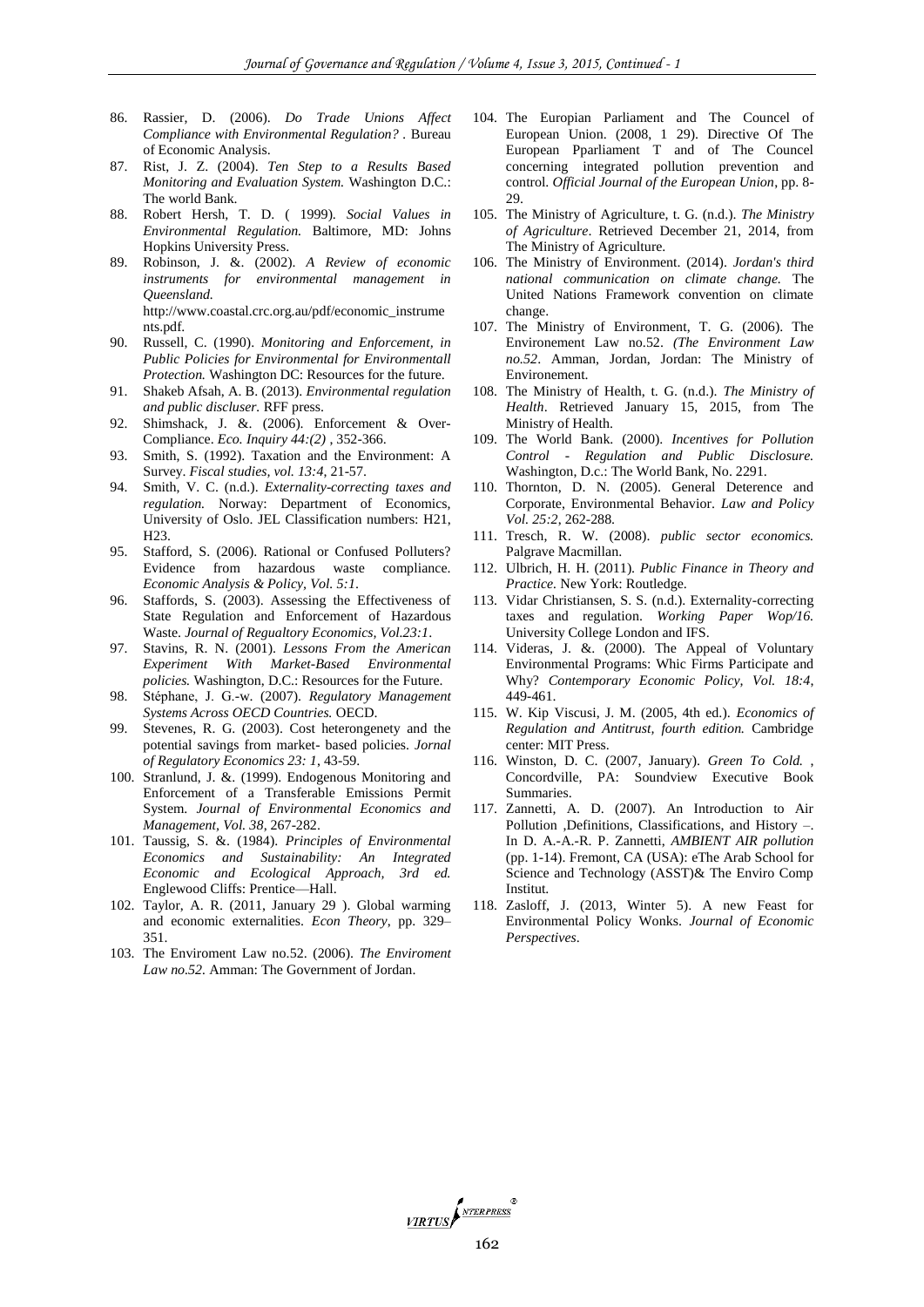86. Rassier, D. (2006). *Do Trade Unions Affect Compliance with Environmental Regulation?* . Bureau of Economic Analysis.
87. Rist, J. Z. (2004). *Ten Step to a Results Based Monitoring and Evaluation System.* Washington D.C.: The world Bank.
88. Robert Hersh, T. D. ( 1999). *Social Values in Environmental Regulation.* Baltimore, MD: Johns Hopkins University Press.
89. Robinson, J. &. (2002). *A Review of economic instruments for environmental management in Queensland.* http://www.coastal.crc.org.au/pdf/economic_instruments.pdf.
90. Russell, C. (1990). *Monitoring and Enforcement, in Public Policies for Environmental for Environmentall Protection.* Washington DC: Resources for the future.
91. Shakeb Afsah, A. B. (2013). *Environmental regulation and public discluser.* RFF press.
92. Shimshack, J. &. (2006). Enforcement & Over-Compliance. *Eco. Inquiry 44:(2)* , 352-366.
93. Smith, S. (1992). Taxation and the Environment: A Survey. *Fiscal studies, vol. 13:4*, 21-57.
94. Smith, V. C. (n.d.). *Externality-correcting taxes and regulation.* Norway: Department of Economics, University of Oslo. JEL Classification numbers: H21, H23.
95. Stafford, S. (2006). Rational or Confused Polluters? Evidence from hazardous waste compliance. *Economic Analysis & Policy, Vol. 5:1*.
96. Staffords, S. (2003). Assessing the Effectiveness of State Regulation and Enforcement of Hazardous Waste. *Journal of Regualtory Economics, Vol.23:1*.
97. Stavins, R. N. (2001). *Lessons From the American Experiment With Market-Based Environmental policies.* Washington, D.C.: Resources for the Future.
98. Stéphane, J. G.-w. (2007). *Regulatory Management Systems Across OECD Countries.* OECD.
99. Stevenes, R. G. (2003). Cost heterongenety and the potential savings from market- based policies. *Jornal of Regulatory Economics 23: 1*, 43-59.
100. Stranlund, J. &. (1999). Endogenous Monitoring and Enforcement of a Transferable Emissions Permit System. *Journal of Environmental Economics and Management, Vol. 38*, 267-282.
101. Taussig, S. &. (1984). *Principles of Environmental Economics and Sustainability: An Integrated Economic and Ecological Approach, 3rd ed.* Englewood Cliffs: Prentice—Hall.
102. Taylor, A. R. (2011, January 29 ). Global warming and economic externalities. *Econ Theory*, pp. 329–351.
103. The Enviroment Law no.52. (2006). *The Enviroment Law no.52.* Amman: The Government of Jordan.
104. The Europian Parliament and The Councel of European Union. (2008, 1 29). Directive Of The European Pparliament T and of The Councel concerning integrated pollution prevention and control. *Official Journal of the European Union*, pp. 8-29.
105. The Ministry of Agriculture, t. G. (n.d.). *The Ministry of Agriculture*. Retrieved December 21, 2014, from The Ministry of Agriculture.
106. The Ministry of Environment. (2014). *Jordan's third national communication on climate change.* The United Nations Framework convention on climate change.
107. The Ministry of Environment, T. G. (2006). The Environement Law no.52. *(The Environment Law no.52*. Amman, Jordan, Jordan: The Ministry of Environement.
108. The Ministry of Health, t. G. (n.d.). *The Ministry of Health*. Retrieved January 15, 2015, from The Ministry of Health.
109. The World Bank. (2000). *Incentives for Pollution Control - Regulation and Public Disclosure.* Washington, D.c.: The World Bank, No. 2291.
110. Thornton, D. N. (2005). General Deterence and Corporate, Environmental Behavior. *Law and Policy Vol. 25:2*, 262-288.
111. Tresch, R. W. (2008). *public sector economics.* Palgrave Macmillan.
112. Ulbrich, H. H. (2011). *Public Finance in Theory and Practice.* New York: Routledge.
113. Vidar Christiansen, S. S. (n.d.). Externality-correcting taxes and regulation. *Working Paper Wop/16.* University College London and IFS.
114. Videras, J. &. (2000). The Appeal of Voluntary Environmental Programs: Whic Firms Participate and Why? *Contemporary Economic Policy, Vol. 18:4*, 449-461.
115. W. Kip Viscusi, J. M. (2005, 4th ed.). *Economics of Regulation and Antitrust, fourth edition.* Cambridge center: MIT Press.
116. Winston, D. C. (2007, January). *Green To Cold.* , Concordville, PA: Soundview Executive Book Summaries.
117. Zannetti, A. D. (2007). An Introduction to Air Pollution ,Definitions, Classifications, and History –. In D. A.-A.-R. P. Zannetti, *AMBIENT AIR pollution* (pp. 1-14). Fremont, CA (USA): eThe Arab School for Science and Technology (ASST)& The Enviro Comp Institut.
118. Zasloff, J. (2013, Winter 5). A new Feast for Environmental Policy Wonks. *Journal of Economic Perspectives*.